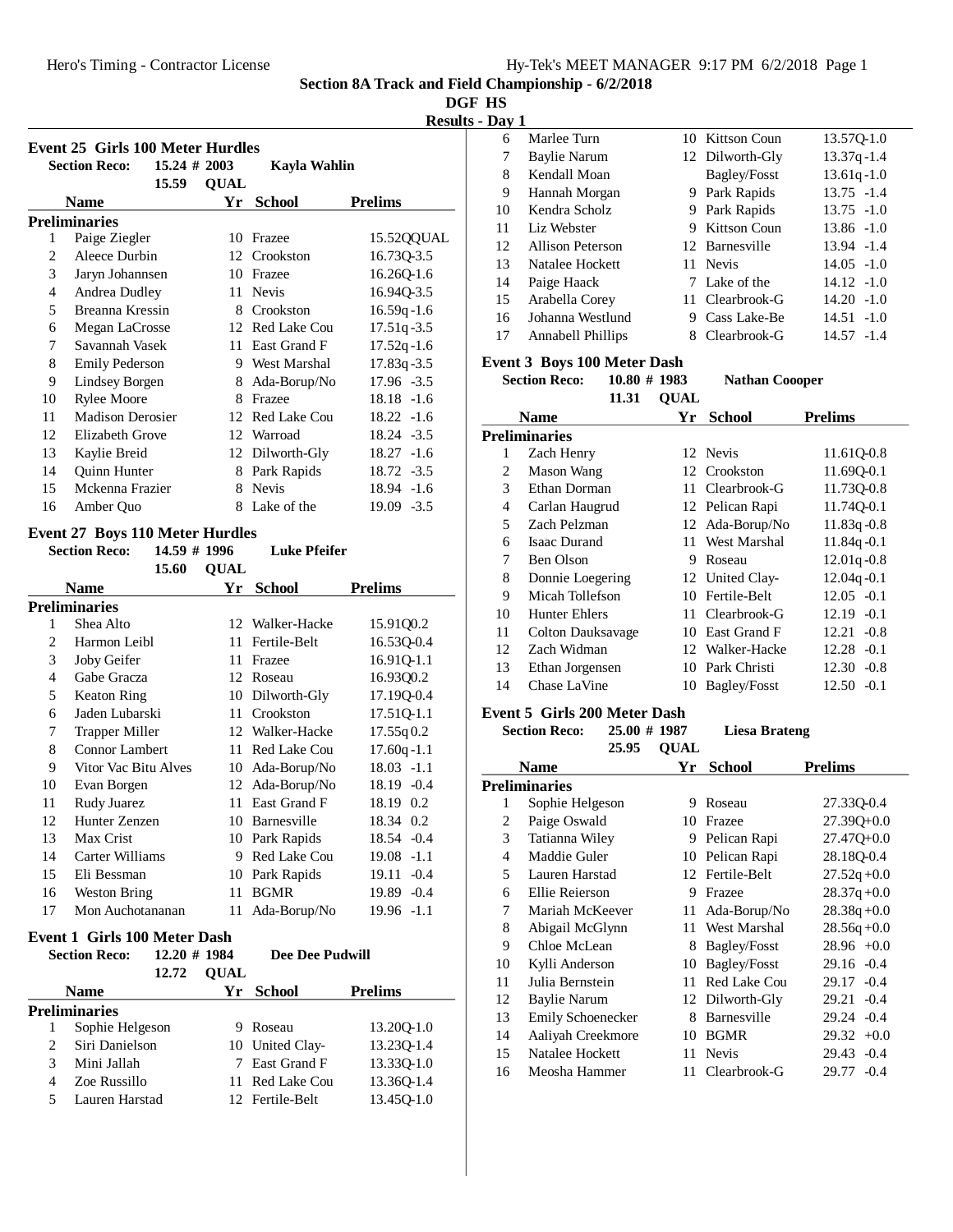# Section 8A Track and Field Championship - 6/2/2018

**DGF HS**

**Results - Day 1**

## Event 25 Girls 100 Meter Hurdles

**Section Reco:** 15.24 # 2003 **Kayla Wahlin**

15.59 **QUAL**

**Preliminaries**

| | Name | Yr | School | Prelims | |
|---|---|---|---|---|---|
| 1 | Paige Ziegler | 10 | Frazee | 15.52Q | QUAL |
| 2 | Aleece Durbin | 12 | Crookston | 16.73Q | -3.5 |
| 3 | Jaryn Johannsen | 10 | Frazee | 16.26Q | -1.6 |
| 4 | Andrea Dudley | 11 | Nevis | 16.94Q | -3.5 |
| 5 | Breanna Kressin | 8 | Crookston | 16.59q | -1.6 |
| 6 | Megan LaCrosse | 12 | Red Lake Cou | 17.51q | -3.5 |
| 7 | Savannah Vasek | 11 | East Grand F | 17.52q | -1.6 |
| 8 | Emily Pederson | 9 | West Marshal | 17.83q | -3.5 |
| 9 | Lindsey Borgen | 8 | Ada-Borup/No | 17.96 | -3.5 |
| 10 | Rylee Moore | 8 | Frazee | 18.18 | -1.6 |
| 11 | Madison Derosier | 12 | Red Lake Cou | 18.22 | -1.6 |
| 12 | Elizabeth Grove | 12 | Warroad | 18.24 | -3.5 |
| 13 | Kaylie Breid | 12 | Dilworth-Gly | 18.27 | -1.6 |
| 14 | Quinn Hunter | 8 | Park Rapids | 18.72 | -3.5 |
| 15 | Mckenna Frazier | 8 | Nevis | 18.94 | -1.6 |
| 16 | Amber Quo | 8 | Lake of the | 19.09 | -3.5 |

## Event 27 Boys 110 Meter Hurdles

**Section Reco:** 14.59 # 1996 **Luke Pfeifer**

15.60 **QUAL**

**Preliminaries**

| | Name | Yr | School | Prelims | |
|---|---|---|---|---|---|
| 1 | Shea Alto | 12 | Walker-Hacke | 15.91Q | 0.2 |
| 2 | Harmon Leibl | 11 | Fertile-Belt | 16.53Q | -0.4 |
| 3 | Joby Geifer | 11 | Frazee | 16.91Q | -1.1 |
| 4 | Gabe Gracza | 12 | Roseau | 16.93Q | 0.2 |
| 5 | Keaton Ring | 10 | Dilworth-Gly | 17.19Q | -0.4 |
| 6 | Jaden Lubarski | 11 | Crookston | 17.51Q | -1.1 |
| 7 | Trapper Miller | 12 | Walker-Hacke | 17.55q | 0.2 |
| 8 | Connor Lambert | 11 | Red Lake Cou | 17.60q | -1.1 |
| 9 | Vitor Vac Bitu Alves | 10 | Ada-Borup/No | 18.03 | -1.1 |
| 10 | Evan Borgen | 12 | Ada-Borup/No | 18.19 | -0.4 |
| 11 | Rudy Juarez | 11 | East Grand F | 18.19 | 0.2 |
| 12 | Hunter Zenzen | 10 | Barnesville | 18.34 | 0.2 |
| 13 | Max Crist | 10 | Park Rapids | 18.54 | -0.4 |
| 14 | Carter Williams | 9 | Red Lake Cou | 19.08 | -1.1 |
| 15 | Eli Bessman | 10 | Park Rapids | 19.11 | -0.4 |
| 16 | Weston Bring | 11 | BGMR | 19.89 | -0.4 |
| 17 | Mon Auchotananan | 11 | Ada-Borup/No | 19.96 | -1.1 |

## Event 1 Girls 100 Meter Dash

**Section Reco:** 12.20 # 1984 **Dee Dee Pudwill**

12.72 **QUAL**

**Preliminaries**

| | Name | Yr | School | Prelims | |
|---|---|---|---|---|---|
| 1 | Sophie Helgeson | 9 | Roseau | 13.20Q | -1.0 |
| 2 | Siri Danielson | 10 | United Clay- | 13.23Q | -1.4 |
| 3 | Mini Jallah | 7 | East Grand F | 13.33Q | -1.0 |
| 4 | Zoe Russillo | 11 | Red Lake Cou | 13.36Q | -1.4 |
| 5 | Lauren Harstad | 12 | Fertile-Belt | 13.45Q | -1.0 |
| 6 | Marlee Turn | 10 | Kittson Coun | 13.57Q | -1.0 |
| 7 | Baylie Narum | 12 | Dilworth-Gly | 13.37q | -1.4 |
| 8 | Kendall Moan | | Bagley/Fosst | 13.61q | -1.0 |
| 9 | Hannah Morgan | 9 | Park Rapids | 13.75 | -1.4 |
| 10 | Kendra Scholz | 9 | Park Rapids | 13.75 | -1.0 |
| 11 | Liz Webster | 9 | Kittson Coun | 13.86 | -1.0 |
| 12 | Allison Peterson | 12 | Barnesville | 13.94 | -1.4 |
| 13 | Natalee Hockett | 11 | Nevis | 14.05 | -1.0 |
| 14 | Paige Haack | 7 | Lake of the | 14.12 | -1.0 |
| 15 | Arabella Corey | 11 | Clearbrook-G | 14.20 | -1.0 |
| 16 | Johanna Westlund | 9 | Cass Lake-Be | 14.51 | -1.0 |
| 17 | Annabell Phillips | 8 | Clearbrook-G | 14.57 | -1.4 |

## Event 3 Boys 100 Meter Dash

**Section Reco:** 10.80 # 1983 **Nathan Coooper**

11.31 **QUAL**

**Preliminaries**

| | Name | Yr | School | Prelims | |
|---|---|---|---|---|---|
| 1 | Zach Henry | 12 | Nevis | 11.61Q | -0.8 |
| 2 | Mason Wang | 12 | Crookston | 11.69Q | -0.1 |
| 3 | Ethan Dorman | 11 | Clearbrook-G | 11.73Q | -0.8 |
| 4 | Carlan Haugrud | 12 | Pelican Rapi | 11.74Q | -0.1 |
| 5 | Zach Pelzman | 12 | Ada-Borup/No | 11.83q | -0.8 |
| 6 | Isaac Durand | 11 | West Marshal | 11.84q | -0.1 |
| 7 | Ben Olson | 9 | Roseau | 12.01q | -0.8 |
| 8 | Donnie Loegering | 12 | United Clay- | 12.04q | -0.1 |
| 9 | Micah Tollefson | 10 | Fertile-Belt | 12.05 | -0.1 |
| 10 | Hunter Ehlers | 11 | Clearbrook-G | 12.19 | -0.1 |
| 11 | Colton Dauksavage | 10 | East Grand F | 12.21 | -0.8 |
| 12 | Zach Widman | 12 | Walker-Hacke | 12.28 | -0.1 |
| 13 | Ethan Jorgensen | 10 | Park Christi | 12.30 | -0.8 |
| 14 | Chase LaVine | 10 | Bagley/Fosst | 12.50 | -0.1 |

## Event 5 Girls 200 Meter Dash

**Section Reco:** 25.00 # 1987 **Liesa Brateng**

25.95 **QUAL**

**Preliminaries**

| | Name | Yr | School | Prelims | |
|---|---|---|---|---|---|
| 1 | Sophie Helgeson | 9 | Roseau | 27.33Q | -0.4 |
| 2 | Paige Oswald | 10 | Frazee | 27.39Q | +0.0 |
| 3 | Tatianna Wiley | 9 | Pelican Rapi | 27.47Q | +0.0 |
| 4 | Maddie Guler | 10 | Pelican Rapi | 28.18Q | -0.4 |
| 5 | Lauren Harstad | 12 | Fertile-Belt | 27.52q | +0.0 |
| 6 | Ellie Reierson | 9 | Frazee | 28.37q | +0.0 |
| 7 | Mariah McKeever | 11 | Ada-Borup/No | 28.38q | +0.0 |
| 8 | Abigail McGlynn | 11 | West Marshal | 28.56q | +0.0 |
| 9 | Chloe McLean | 8 | Bagley/Fosst | 28.96 | +0.0 |
| 10 | Kylli Anderson | 10 | Bagley/Fosst | 29.16 | -0.4 |
| 11 | Julia Bernstein | 11 | Red Lake Cou | 29.17 | -0.4 |
| 12 | Baylie Narum | 12 | Dilworth-Gly | 29.21 | -0.4 |
| 13 | Emily Schoenecker | 8 | Barnesville | 29.24 | -0.4 |
| 14 | Aaliyah Creekmore | 10 | BGMR | 29.32 | +0.0 |
| 15 | Natalee Hockett | 11 | Nevis | 29.43 | -0.4 |
| 16 | Meosha Hammer | 11 | Clearbrook-G | 29.77 | -0.4 |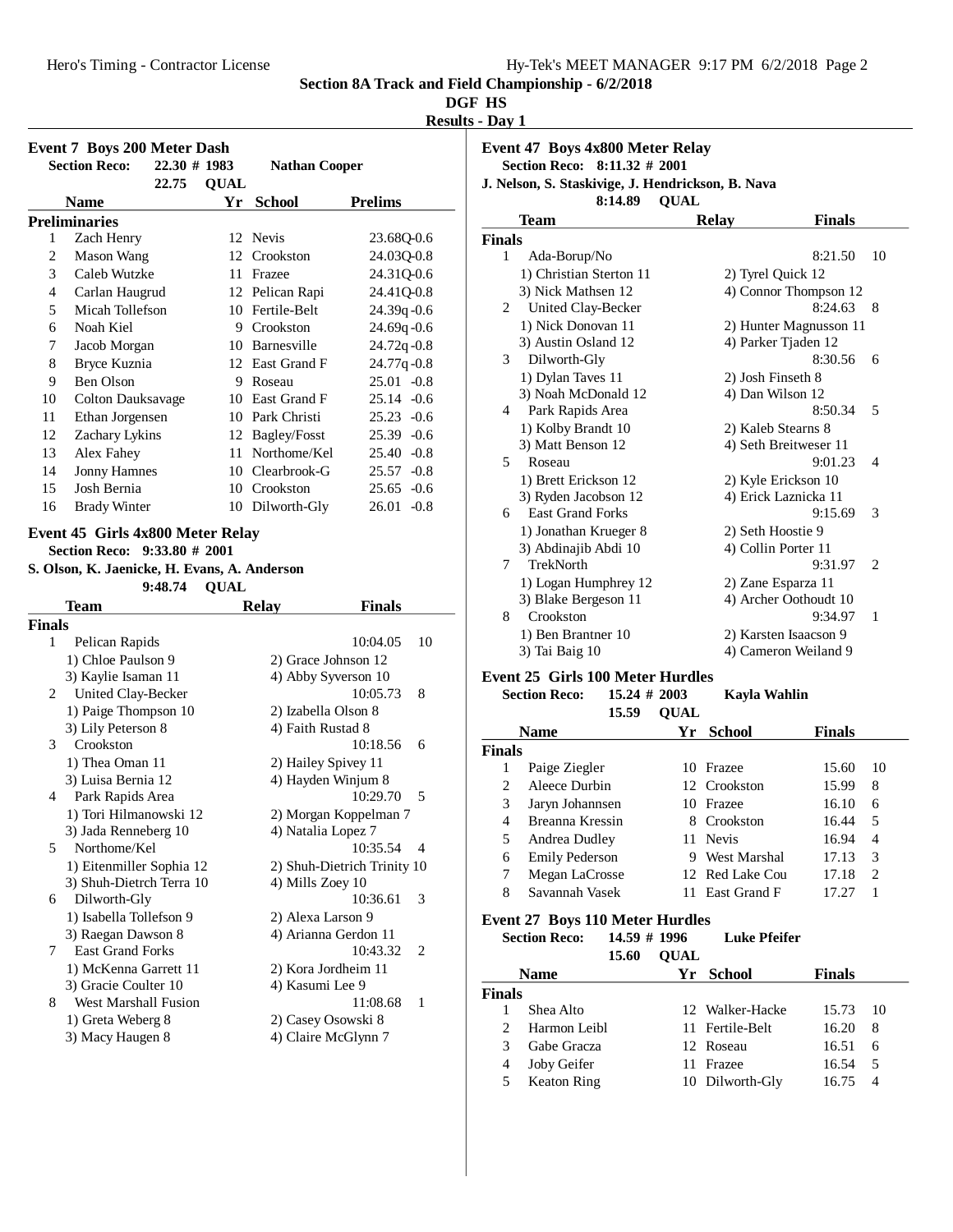# Section 8A Track and Field Championship - 6/2/2018

**DGF HS**

**Results - Day 1**

## Event 7 Boys 200 Meter Dash

**Section Reco:** 22.30 # 1983 **Nathan Cooper**

22.75 **QUAL**

**Preliminaries**

| | Name | Yr | School | Prelims | |
|---|---|---|---|---|---|
| 1 | Zach Henry | 12 | Nevis | 23.68Q | -0.6 |
| 2 | Mason Wang | 12 | Crookston | 24.03Q | -0.8 |
| 3 | Caleb Wutzke | 11 | Frazee | 24.31Q | -0.6 |
| 4 | Carlan Haugrud | 12 | Pelican Rapi | 24.41Q | -0.8 |
| 5 | Micah Tollefson | 10 | Fertile-Belt | 24.39q | -0.6 |
| 6 | Noah Kiel | 9 | Crookston | 24.69q | -0.6 |
| 7 | Jacob Morgan | 10 | Barnesville | 24.72q | -0.8 |
| 8 | Bryce Kuznia | 12 | East Grand F | 24.77q | -0.8 |
| 9 | Ben Olson | 9 | Roseau | 25.01 | -0.8 |
| 10 | Colton Dauksavage | 10 | East Grand F | 25.14 | -0.6 |
| 11 | Ethan Jorgensen | 10 | Park Christi | 25.23 | -0.6 |
| 12 | Zachary Lykins | 12 | Bagley/Fosst | 25.39 | -0.6 |
| 13 | Alex Fahey | 11 | Northome/Kel | 25.40 | -0.8 |
| 14 | Jonny Hamnes | 10 | Clearbrook-G | 25.57 | -0.8 |
| 15 | Josh Bernia | 10 | Crookston | 25.65 | -0.6 |
| 16 | Brady Winter | 10 | Dilworth-Gly | 26.01 | -0.8 |

## Event 45 Girls 4x800 Meter Relay

**Section Reco:** 9:33.80 # 2001

**S. Olson, K. Jaenicke, H. Evans, A. Anderson**

9:48.74 **QUAL**

**Finals**

| | Team | Relay | Finals | |
|---|---|---|---|---|
| 1 | Pelican Rapids | | 10:04.05 | 10 |
| | 1) Chloe Paulson 9 | 2) Grace Johnson 12 | | |
| | 3) Kaylie Isaman 11 | 4) Abby Syverson 10 | | |
| 2 | United Clay-Becker | | 10:05.73 | 8 |
| | 1) Paige Thompson 10 | 2) Izabella Olson 8 | | |
| | 3) Lily Peterson 8 | 4) Faith Rustad 8 | | |
| 3 | Crookston | | 10:18.56 | 6 |
| | 1) Thea Oman 11 | 2) Hailey Spivey 11 | | |
| | 3) Luisa Bernia 12 | 4) Hayden Winjum 8 | | |
| 4 | Park Rapids Area | | 10:29.70 | 5 |
| | 1) Tori Hilmanowski 12 | 2) Morgan Koppelman 7 | | |
| | 3) Jada Renneberg 10 | 4) Natalia Lopez 7 | | |
| 5 | Northome/Kel | | 10:35.54 | 4 |
| | 1) Eitenmiller Sophia 12 | 2) Shuh-Dietrich Trinity 10 | | |
| | 3) Shuh-Dietrch Terra 10 | 4) Mills Zoey 10 | | |
| 6 | Dilworth-Gly | | 10:36.61 | 3 |
| | 1) Isabella Tollefson 9 | 2) Alexa Larson 9 | | |
| | 3) Raegan Dawson 8 | 4) Arianna Gerdon 11 | | |
| 7 | East Grand Forks | | 10:43.32 | 2 |
| | 1) McKenna Garrett 11 | 2) Kora Jordheim 11 | | |
| | 3) Gracie Coulter 10 | 4) Kasumi Lee 9 | | |
| 8 | West Marshall Fusion | | 11:08.68 | 1 |
| | 1) Greta Weberg 8 | 2) Casey Osowski 8 | | |
| | 3) Macy Haugen 8 | 4) Claire McGlynn 7 | | |

## Event 47 Boys 4x800 Meter Relay

**Section Reco:** 8:11.32 # 2001

**J. Nelson, S. Staskivige, J. Hendrickson, B. Nava**

8:14.89 **QUAL**

**Finals**

| | Team | Relay | Finals | |
|---|---|---|---|---|
| 1 | Ada-Borup/No | | 8:21.50 | 10 |
| | 1) Christian Sterton 11 | 2) Tyrel Quick 12 | | |
| | 3) Nick Mathsen 12 | 4) Connor Thompson 12 | | |
| 2 | United Clay-Becker | | 8:24.63 | 8 |
| | 1) Nick Donovan 11 | 2) Hunter Magnusson 11 | | |
| | 3) Austin Osland 12 | 4) Parker Tjaden 12 | | |
| 3 | Dilworth-Gly | | 8:30.56 | 6 |
| | 1) Dylan Taves 11 | 2) Josh Finseth 8 | | |
| | 3) Noah McDonald 12 | 4) Dan Wilson 12 | | |
| 4 | Park Rapids Area | | 8:50.34 | 5 |
| | 1) Kolby Brandt 10 | 2) Kaleb Stearns 8 | | |
| | 3) Matt Benson 12 | 4) Seth Breitweser 11 | | |
| 5 | Roseau | | 9:01.23 | 4 |
| | 1) Brett Erickson 12 | 2) Kyle Erickson 10 | | |
| | 3) Ryden Jacobson 12 | 4) Erick Laznicka 11 | | |
| 6 | East Grand Forks | | 9:15.69 | 3 |
| | 1) Jonathan Krueger 8 | 2) Seth Hoostie 9 | | |
| | 3) Abdinajib Abdi 10 | 4) Collin Porter 11 | | |
| 7 | TrekNorth | | 9:31.97 | 2 |
| | 1) Logan Humphrey 12 | 2) Zane Esparza 11 | | |
| | 3) Blake Bergeson 11 | 4) Archer Oothoudt 10 | | |
| 8 | Crookston | | 9:34.97 | 1 |
| | 1) Ben Brantner 10 | 2) Karsten Isaacson 9 | | |
| | 3) Tai Baig 10 | 4) Cameron Weiland 9 | | |

## Event 25 Girls 100 Meter Hurdles

**Section Reco:** 15.24 # 2003 **Kayla Wahlin**

15.59 **QUAL**

**Finals**

| | Name | Yr | School | Finals | |
|---|---|---|---|---|---|
| 1 | Paige Ziegler | 10 | Frazee | 15.60 | 10 |
| 2 | Aleece Durbin | 12 | Crookston | 15.99 | 8 |
| 3 | Jaryn Johannsen | 10 | Frazee | 16.10 | 6 |
| 4 | Breanna Kressin | 8 | Crookston | 16.44 | 5 |
| 5 | Andrea Dudley | 11 | Nevis | 16.94 | 4 |
| 6 | Emily Pederson | 9 | West Marshal | 17.13 | 3 |
| 7 | Megan LaCrosse | 12 | Red Lake Cou | 17.18 | 2 |
| 8 | Savannah Vasek | 11 | East Grand F | 17.27 | 1 |

## Event 27 Boys 110 Meter Hurdles

**Section Reco:** 14.59 # 1996 **Luke Pfeifer**

15.60 **QUAL**

**Finals**

| | Name | Yr | School | Finals | |
|---|---|---|---|---|---|
| 1 | Shea Alto | 12 | Walker-Hacke | 15.73 | 10 |
| 2 | Harmon Leibl | 11 | Fertile-Belt | 16.20 | 8 |
| 3 | Gabe Gracza | 12 | Roseau | 16.51 | 6 |
| 4 | Joby Geifer | 11 | Frazee | 16.54 | 5 |
| 5 | Keaton Ring | 10 | Dilworth-Gly | 16.75 | 4 |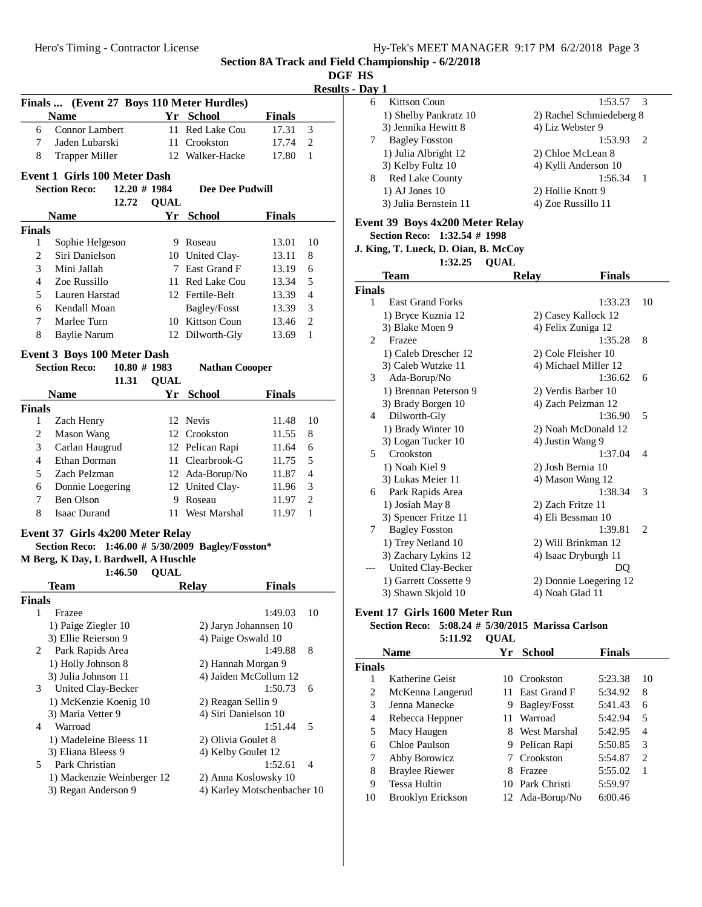**Section 8A Track and Field Championship - 6/2/2018**

**DGF HS**

**Results - Day 1**

### Finals ... (Event 27 Boys 110 Meter Hurdles)

| | Name | Yr | School | Finals | |
|---|---|---|---|---|---|
| 6 | Connor Lambert | 11 | Red Lake Cou | 17.31 | 3 |
| 7 | Jaden Lubarski | 11 | Crookston | 17.74 | 2 |
| 8 | Trapper Miller | 12 | Walker-Hacke | 17.80 | 1 |

### Event 1 Girls 100 Meter Dash

**Section Reco: 12.20 # 1984 Dee Dee Pudwill**

**12.72 QUAL**

| | Name | Yr | School | Finals | |
|---|---|---|---|---|---|
| **Finals** | | | | | |
| 1 | Sophie Helgeson | 9 | Roseau | 13.01 | 10 |
| 2 | Siri Danielson | 10 | United Clay- | 13.11 | 8 |
| 3 | Mini Jallah | 7 | East Grand F | 13.19 | 6 |
| 4 | Zoe Russillo | 11 | Red Lake Cou | 13.34 | 5 |
| 5 | Lauren Harstad | 12 | Fertile-Belt | 13.39 | 4 |
| 6 | Kendall Moan | | Bagley/Fosst | 13.39 | 3 |
| 7 | Marlee Turn | 10 | Kittson Coun | 13.46 | 2 |
| 8 | Baylie Narum | 12 | Dilworth-Gly | 13.69 | 1 |

### Event 3 Boys 100 Meter Dash

**Section Reco: 10.80 # 1983 Nathan Coooper**

**11.31 QUAL**

| | Name | Yr | School | Finals | |
|---|---|---|---|---|---|
| **Finals** | | | | | |
| 1 | Zach Henry | 12 | Nevis | 11.48 | 10 |
| 2 | Mason Wang | 12 | Crookston | 11.55 | 8 |
| 3 | Carlan Haugrud | 12 | Pelican Rapi | 11.64 | 6 |
| 4 | Ethan Dorman | 11 | Clearbrook-G | 11.75 | 5 |
| 5 | Zach Pelzman | 12 | Ada-Borup/No | 11.87 | 4 |
| 6 | Donnie Loegering | 12 | United Clay- | 11.96 | 3 |
| 7 | Ben Olson | 9 | Roseau | 11.97 | 2 |
| 8 | Isaac Durand | 11 | West Marshal | 11.97 | 1 |

### Event 37 Girls 4x200 Meter Relay

**Section Reco: 1:46.00 # 5/30/2009 Bagley/Fosston\***

**M Berg, K Day, L Bardwell, A Huschle**

**1:46.50 QUAL**

| | Team | Relay | Finals | |
|---|---|---|---|---|
| **Finals** | | | | |
| 1 | Frazee | | 1:49.03 | 10 |
| | 1) Paige Ziegler 10 | 2) Jaryn Johannsen 10 | | |
| | 3) Ellie Reierson 9 | 4) Paige Oswald 10 | | |
| 2 | Park Rapids Area | | 1:49.88 | 8 |
| | 1) Holly Johnson 8 | 2) Hannah Morgan 9 | | |
| | 3) Julia Johnson 11 | 4) Jaiden McCollum 12 | | |
| 3 | United Clay-Becker | | 1:50.73 | 6 |
| | 1) McKenzie Koenig 10 | 2) Reagan Sellin 9 | | |
| | 3) Maria Vetter 9 | 4) Siri Danielson 10 | | |
| 4 | Warroad | | 1:51.44 | 5 |
| | 1) Madeleine Bleess 11 | 2) Olivia Goulet 8 | | |
| | 3) Eliana Bleess 9 | 4) Kelby Goulet 12 | | |
| 5 | Park Christian | | 1:52.61 | 4 |
| | 1) Mackenzie Weinberger 12 | 2) Anna Koslowsky 10 | | |
| | 3) Regan Anderson 9 | 4) Karley Motschenbacher 10 | | |
| 6 | Kittson Coun | | 1:53.57 | 3 |
| | 1) Shelby Pankratz 10 | 2) Rachel Schmiedeberg 8 | | |
| | 3) Jennika Hewitt 8 | 4) Liz Webster 9 | | |
| 7 | Bagley Fosston | | 1:53.93 | 2 |
| | 1) Julia Albright 12 | 2) Chloe McLean 8 | | |
| | 3) Kelby Fultz 10 | 4) Kylli Anderson 10 | | |
| 8 | Red Lake County | | 1:56.34 | 1 |
| | 1) AJ Jones 10 | 2) Hollie Knott 9 | | |
| | 3) Julia Bernstein 11 | 4) Zoe Russillo 11 | | |

### Event 39 Boys 4x200 Meter Relay

**Section Reco: 1:32.54 # 1998**

**J. King, T. Lueck, D. Oian, B. McCoy**

**1:32.25 QUAL**

| | Team | Relay | Finals | |
|---|---|---|---|---|
| **Finals** | | | | |
| 1 | East Grand Forks | | 1:33.23 | 10 |
| | 1) Bryce Kuznia 12 | 2) Casey Kallock 12 | | |
| | 3) Blake Moen 9 | 4) Felix Zuniga 12 | | |
| 2 | Frazee | | 1:35.28 | 8 |
| | 1) Caleb Drescher 12 | 2) Cole Fleisher 10 | | |
| | 3) Caleb Wutzke 11 | 4) Michael Miller 12 | | |
| 3 | Ada-Borup/No | | 1:36.62 | 6 |
| | 1) Brennan Peterson 9 | 2) Verdis Barber 10 | | |
| | 3) Brady Borgen 10 | 4) Zach Pelzman 12 | | |
| 4 | Dilworth-Gly | | 1:36.90 | 5 |
| | 1) Brady Winter 10 | 2) Noah McDonald 12 | | |
| | 3) Logan Tucker 10 | 4) Justin Wang 9 | | |
| 5 | Crookston | | 1:37.04 | 4 |
| | 1) Noah Kiel 9 | 2) Josh Bernia 10 | | |
| | 3) Lukas Meier 11 | 4) Mason Wang 12 | | |
| 6 | Park Rapids Area | | 1:38.34 | 3 |
| | 1) Josiah May 8 | 2) Zach Fritze 11 | | |
| | 3) Spencer Fritze 11 | 4) Eli Bessman 10 | | |
| 7 | Bagley Fosston | | 1:39.81 | 2 |
| | 1) Trey Netland 10 | 2) Will Brinkman 12 | | |
| | 3) Zachary Lykins 12 | 4) Isaac Dryburgh 11 | | |
| --- | United Clay-Becker | | DQ | |
| | 1) Garrett Cossette 9 | 2) Donnie Loegering 12 | | |
| | 3) Shawn Skjold 10 | 4) Noah Glad 11 | | |

### Event 17 Girls 1600 Meter Run

**Section Reco: 5:08.24 # 5/30/2015 Marissa Carlson**

**5:11.92 QUAL**

| | Name | Yr | School | Finals | |
|---|---|---|---|---|---|
| **Finals** | | | | | |
| 1 | Katherine Geist | 10 | Crookston | 5:23.38 | 10 |
| 2 | McKenna Langerud | 11 | East Grand F | 5:34.92 | 8 |
| 3 | Jenna Manecke | 9 | Bagley/Fosst | 5:41.43 | 6 |
| 4 | Rebecca Heppner | 11 | Warroad | 5:42.94 | 5 |
| 5 | Macy Haugen | 8 | West Marshal | 5:42.95 | 4 |
| 6 | Chloe Paulson | 9 | Pelican Rapi | 5:50.85 | 3 |
| 7 | Abby Borowicz | 7 | Crookston | 5:54.87 | 2 |
| 8 | Braylee Riewer | 8 | Frazee | 5:55.02 | 1 |
| 9 | Tessa Hultin | 10 | Park Christi | 5:59.97 | |
| 10 | Brooklyn Erickson | 12 | Ada-Borup/No | 6:00.46 | |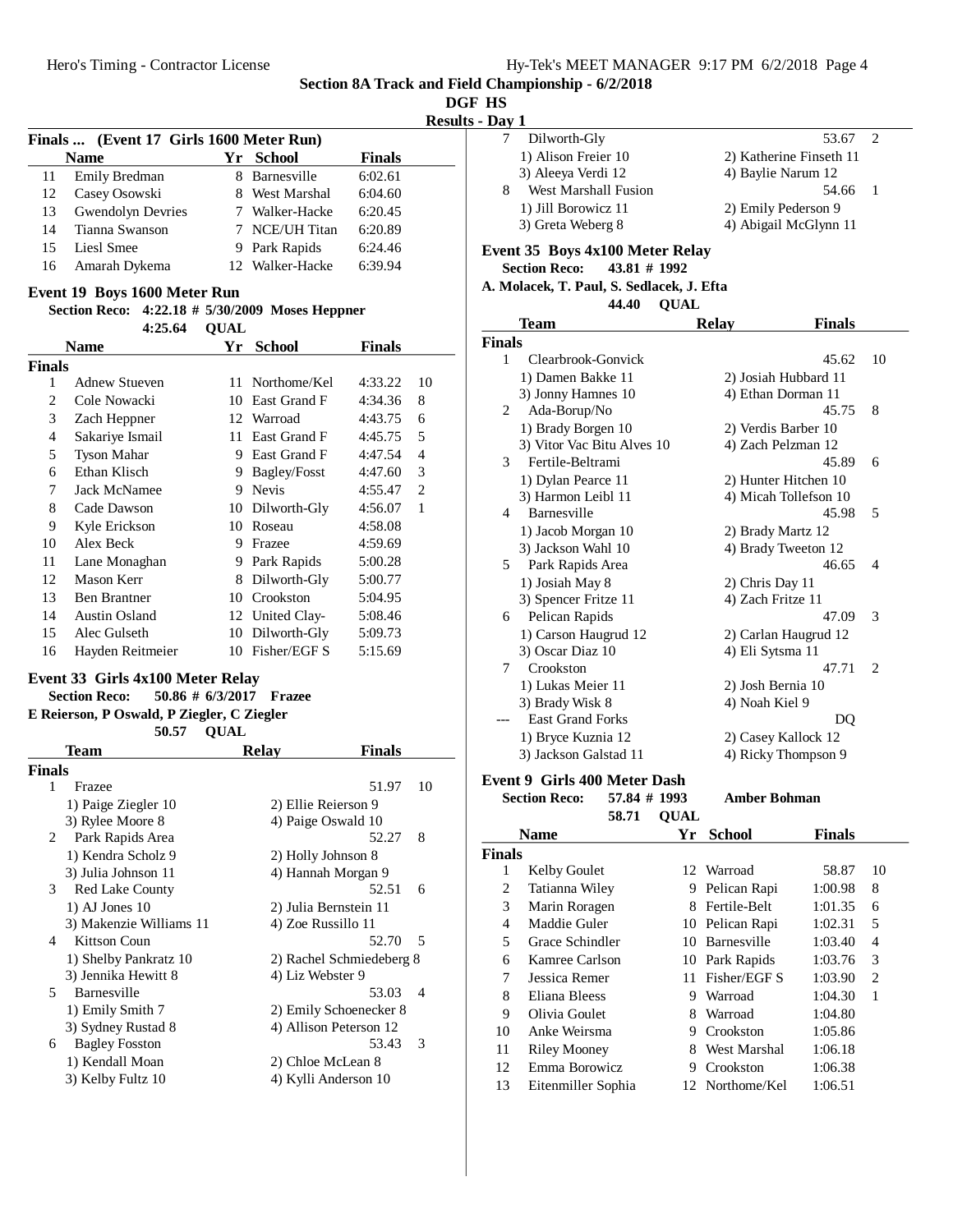## Section 8A Track and Field Championship - 6/2/2018

**DGF HS**

**Results - Day 1**

### Finals ... (Event 17 Girls 1600 Meter Run)

| | Name | Yr | School | Finals |
|---|---|---|---|---|
| 11 | Emily Bredman | 8 | Barnesville | 6:02.61 |
| 12 | Casey Osowski | 8 | West Marshal | 6:04.60 |
| 13 | Gwendolyn Devries | 7 | Walker-Hacke | 6:20.45 |
| 14 | Tianna Swanson | 7 | NCE/UH Titan | 6:20.89 |
| 15 | Liesl Smee | 9 | Park Rapids | 6:24.46 |
| 16 | Amarah Dykema | 12 | Walker-Hacke | 6:39.94 |

### Event 19 Boys 1600 Meter Run

**Section Reco: 4:22.18 # 5/30/2009 Moses Heppner**

**4:25.64 QUAL**

| | Name | Yr | School | Finals | |
|---|---|---|---|---|---|
| **Finals** | | | | | |
| 1 | Adnew Stueven | 11 | Northome/Kel | 4:33.22 | 10 |
| 2 | Cole Nowacki | 10 | East Grand F | 4:34.36 | 8 |
| 3 | Zach Heppner | 12 | Warroad | 4:43.75 | 6 |
| 4 | Sakariye Ismail | 11 | East Grand F | 4:45.75 | 5 |
| 5 | Tyson Mahar | 9 | East Grand F | 4:47.54 | 4 |
| 6 | Ethan Klisch | 9 | Bagley/Fosst | 4:47.60 | 3 |
| 7 | Jack McNamee | 9 | Nevis | 4:55.47 | 2 |
| 8 | Cade Dawson | 10 | Dilworth-Gly | 4:56.07 | 1 |
| 9 | Kyle Erickson | 10 | Roseau | 4:58.08 | |
| 10 | Alex Beck | 9 | Frazee | 4:59.69 | |
| 11 | Lane Monaghan | 9 | Park Rapids | 5:00.28 | |
| 12 | Mason Kerr | 8 | Dilworth-Gly | 5:00.77 | |
| 13 | Ben Brantner | 10 | Crookston | 5:04.95 | |
| 14 | Austin Osland | 12 | United Clay- | 5:08.46 | |
| 15 | Alec Gulseth | 10 | Dilworth-Gly | 5:09.73 | |
| 16 | Hayden Reitmeier | 10 | Fisher/EGF S | 5:15.69 | |

### Event 33 Girls 4x100 Meter Relay

**Section Reco: 50.86 # 6/3/2017 Frazee**

**E Reierson, P Oswald, P Ziegler, C Ziegler**

**50.57 QUAL**

| | Team | Relay | Finals | |
|---|---|---|---|---|
| **Finals** | | | | |
| 1 | Frazee | | 51.97 | 10 |
| | 1) Paige Ziegler 10 | 2) Ellie Reierson 9 | | |
| | 3) Rylee Moore 8 | 4) Paige Oswald 10 | | |
| 2 | Park Rapids Area | | 52.27 | 8 |
| | 1) Kendra Scholz 9 | 2) Holly Johnson 8 | | |
| | 3) Julia Johnson 11 | 4) Hannah Morgan 9 | | |
| 3 | Red Lake County | | 52.51 | 6 |
| | 1) AJ Jones 10 | 2) Julia Bernstein 11 | | |
| | 3) Makenzie Williams 11 | 4) Zoe Russillo 11 | | |
| 4 | Kittson Coun | | 52.70 | 5 |
| | 1) Shelby Pankratz 10 | 2) Rachel Schmiedeberg 8 | | |
| | 3) Jennika Hewitt 8 | 4) Liz Webster 9 | | |
| 5 | Barnesville | | 53.03 | 4 |
| | 1) Emily Smith 7 | 2) Emily Schoenecker 8 | | |
| | 3) Sydney Rustad 8 | 4) Allison Peterson 12 | | |
| 6 | Bagley Fosston | | 53.43 | 3 |
| | 1) Kendall Moan | 2) Chloe McLean 8 | | |
| | 3) Kelby Fultz 10 | 4) Kylli Anderson 10 | | |
| 7 | Dilworth-Gly | | 53.67 | 2 |
| | 1) Alison Freier 10 | 2) Katherine Finseth 11 | | |
| | 3) Aleeya Verdi 12 | 4) Baylie Narum 12 | | |
| 8 | West Marshall Fusion | | 54.66 | 1 |
| | 1) Jill Borowicz 11 | 2) Emily Pederson 9 | | |
| | 3) Greta Weberg 8 | 4) Abigail McGlynn 11 | | |

### Event 35 Boys 4x100 Meter Relay

**Section Reco: 43.81 # 1992**

**A. Molacek, T. Paul, S. Sedlacek, J. Efta**

**44.40 QUAL**

| | Team | Relay | Finals | |
|---|---|---|---|---|
| **Finals** | | | | |
| 1 | Clearbrook-Gonvick | | 45.62 | 10 |
| | 1) Damen Bakke 11 | 2) Josiah Hubbard 11 | | |
| | 3) Jonny Hamnes 10 | 4) Ethan Dorman 11 | | |
| 2 | Ada-Borup/No | | 45.75 | 8 |
| | 1) Brady Borgen 10 | 2) Verdis Barber 10 | | |
| | 3) Vitor Vac Bitu Alves 10 | 4) Zach Pelzman 12 | | |
| 3 | Fertile-Beltrami | | 45.89 | 6 |
| | 1) Dylan Pearce 11 | 2) Hunter Hitchen 10 | | |
| | 3) Harmon Leibl 11 | 4) Micah Tollefson 10 | | |
| 4 | Barnesville | | 45.98 | 5 |
| | 1) Jacob Morgan 10 | 2) Brady Martz 12 | | |
| | 3) Jackson Wahl 10 | 4) Brady Tweeton 12 | | |
| 5 | Park Rapids Area | | 46.65 | 4 |
| | 1) Josiah May 8 | 2) Chris Day 11 | | |
| | 3) Spencer Fritze 11 | 4) Zach Fritze 11 | | |
| 6 | Pelican Rapids | | 47.09 | 3 |
| | 1) Carson Haugrud 12 | 2) Carlan Haugrud 12 | | |
| | 3) Oscar Diaz 10 | 4) Eli Sytsma 11 | | |
| 7 | Crookston | | 47.71 | 2 |
| | 1) Lukas Meier 11 | 2) Josh Bernia 10 | | |
| | 3) Brady Wisk 8 | 4) Noah Kiel 9 | | |
| --- | East Grand Forks | | DQ | |
| | 1) Bryce Kuznia 12 | 2) Casey Kallock 12 | | |
| | 3) Jackson Galstad 11 | 4) Ricky Thompson 9 | | |

### Event 9 Girls 400 Meter Dash

**Section Reco: 57.84 # 1993 Amber Bohman**

**58.71 QUAL**

| | Name | Yr | School | Finals | |
|---|---|---|---|---|---|
| **Finals** | | | | | |
| 1 | Kelby Goulet | 12 | Warroad | 58.87 | 10 |
| 2 | Tatianna Wiley | 9 | Pelican Rapi | 1:00.98 | 8 |
| 3 | Marin Roragen | 8 | Fertile-Belt | 1:01.35 | 6 |
| 4 | Maddie Guler | 10 | Pelican Rapi | 1:02.31 | 5 |
| 5 | Grace Schindler | 10 | Barnesville | 1:03.40 | 4 |
| 6 | Kamree Carlson | 10 | Park Rapids | 1:03.76 | 3 |
| 7 | Jessica Remer | 11 | Fisher/EGF S | 1:03.90 | 2 |
| 8 | Eliana Bleess | 9 | Warroad | 1:04.30 | 1 |
| 9 | Olivia Goulet | 8 | Warroad | 1:04.80 | |
| 10 | Anke Weirsma | 9 | Crookston | 1:05.86 | |
| 11 | Riley Mooney | 8 | West Marshal | 1:06.18 | |
| 12 | Emma Borowicz | 9 | Crookston | 1:06.38 | |
| 13 | Eitenmiller Sophia | 12 | Northome/Kel | 1:06.51 | |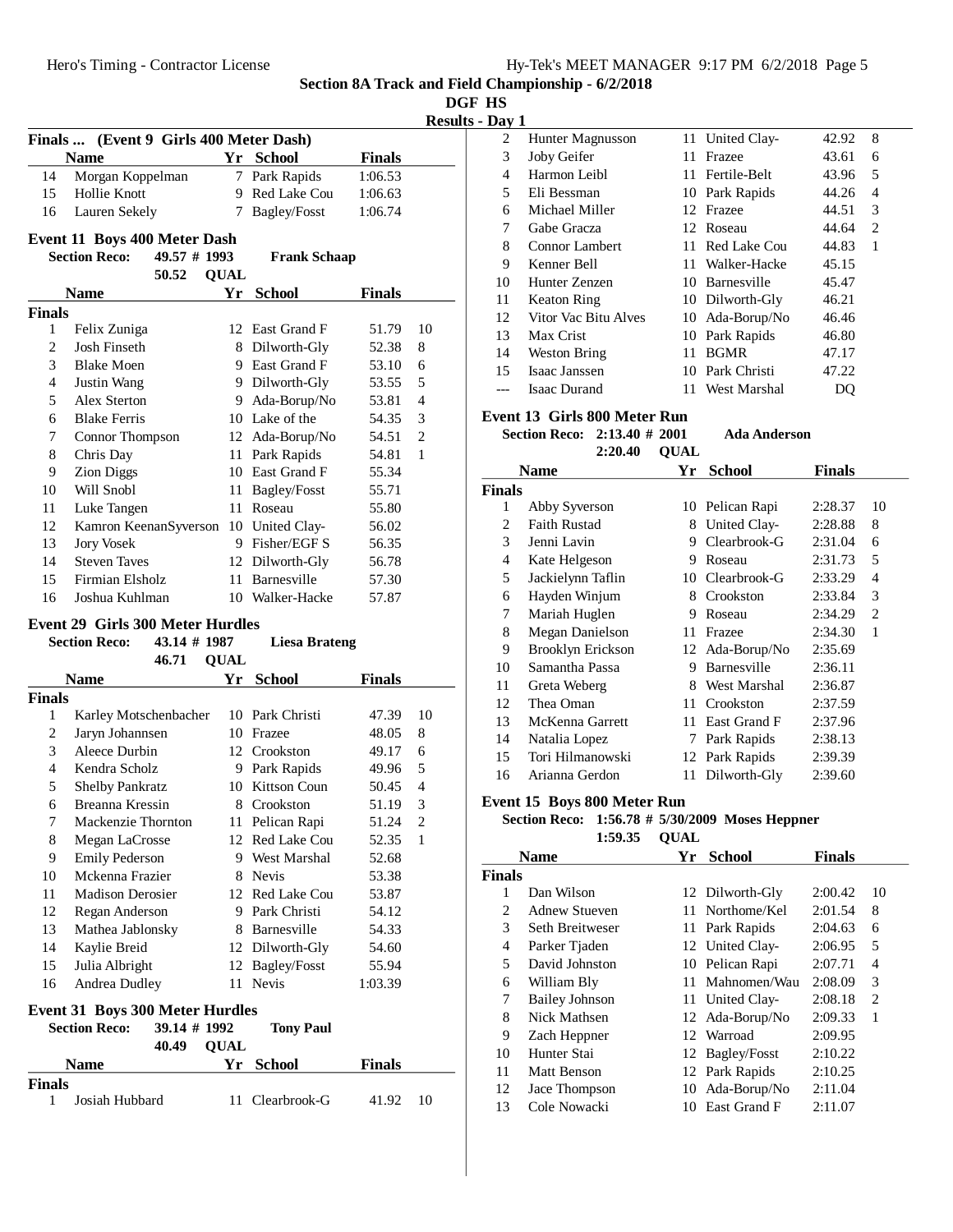## Section 8A Track and Field Championship - 6/2/2018

**DGF HS**

**Results - Day 1**

### Finals ... (Event 9 Girls 400 Meter Dash)

| | Name | Yr | School | Finals | |
|---|---|---|---|---|---|
| 14 | Morgan Koppelman | 7 | Park Rapids | 1:06.53 | |
| 15 | Hollie Knott | 9 | Red Lake Cou | 1:06.63 | |
| 16 | Lauren Sekely | 7 | Bagley/Fosst | 1:06.74 | |

### Event 11 Boys 400 Meter Dash

**Section Reco:** 49.57 # 1993 **Frank Schaap**
50.52 **QUAL**

| | Name | Yr | School | Finals | |
|---|---|---|---|---|---|
| **Finals** | | | | | |
| 1 | Felix Zuniga | 12 | East Grand F | 51.79 | 10 |
| 2 | Josh Finseth | 8 | Dilworth-Gly | 52.38 | 8 |
| 3 | Blake Moen | 9 | East Grand F | 53.10 | 6 |
| 4 | Justin Wang | 9 | Dilworth-Gly | 53.55 | 5 |
| 5 | Alex Sterton | 9 | Ada-Borup/No | 53.81 | 4 |
| 6 | Blake Ferris | 10 | Lake of the | 54.35 | 3 |
| 7 | Connor Thompson | 12 | Ada-Borup/No | 54.51 | 2 |
| 8 | Chris Day | 11 | Park Rapids | 54.81 | 1 |
| 9 | Zion Diggs | 10 | East Grand F | 55.34 | |
| 10 | Will Snobl | 11 | Bagley/Fosst | 55.71 | |
| 11 | Luke Tangen | 11 | Roseau | 55.80 | |
| 12 | Kamron KeenanSyverson | 10 | United Clay- | 56.02 | |
| 13 | Jory Vosek | 9 | Fisher/EGF S | 56.35 | |
| 14 | Steven Taves | 12 | Dilworth-Gly | 56.78 | |
| 15 | Firmian Elsholz | 11 | Barnesville | 57.30 | |
| 16 | Joshua Kuhlman | 10 | Walker-Hacke | 57.87 | |

### Event 29 Girls 300 Meter Hurdles

**Section Reco:** 43.14 # 1987 **Liesa Brateng**
46.71 **QUAL**

| | Name | Yr | School | Finals | |
|---|---|---|---|---|---|
| **Finals** | | | | | |
| 1 | Karley Motschenbacher | 10 | Park Christi | 47.39 | 10 |
| 2 | Jaryn Johannsen | 10 | Frazee | 48.05 | 8 |
| 3 | Aleece Durbin | 12 | Crookston | 49.17 | 6 |
| 4 | Kendra Scholz | 9 | Park Rapids | 49.96 | 5 |
| 5 | Shelby Pankratz | 10 | Kittson Coun | 50.45 | 4 |
| 6 | Breanna Kressin | 8 | Crookston | 51.19 | 3 |
| 7 | Mackenzie Thornton | 11 | Pelican Rapi | 51.24 | 2 |
| 8 | Megan LaCrosse | 12 | Red Lake Cou | 52.35 | 1 |
| 9 | Emily Pederson | 9 | West Marshal | 52.68 | |
| 10 | Mckenna Frazier | 8 | Nevis | 53.38 | |
| 11 | Madison Derosier | 12 | Red Lake Cou | 53.87 | |
| 12 | Regan Anderson | 9 | Park Christi | 54.12 | |
| 13 | Mathea Jablonsky | 8 | Barnesville | 54.33 | |
| 14 | Kaylie Breid | 12 | Dilworth-Gly | 54.60 | |
| 15 | Julia Albright | 12 | Bagley/Fosst | 55.94 | |
| 16 | Andrea Dudley | 11 | Nevis | 1:03.39 | |

### Event 31 Boys 300 Meter Hurdles

**Section Reco:** 39.14 # 1992 **Tony Paul**
40.49 **QUAL**

| | Name | Yr | School | Finals | |
|---|---|---|---|---|---|
| **Finals** | | | | | |
| 1 | Josiah Hubbard | 11 | Clearbrook-G | 41.92 | 10 |
| 2 | Hunter Magnusson | 11 | United Clay- | 42.92 | 8 |
| 3 | Joby Geifer | 11 | Frazee | 43.61 | 6 |
| 4 | Harmon Leibl | 11 | Fertile-Belt | 43.96 | 5 |
| 5 | Eli Bessman | 10 | Park Rapids | 44.26 | 4 |
| 6 | Michael Miller | 12 | Frazee | 44.51 | 3 |
| 7 | Gabe Gracza | 12 | Roseau | 44.64 | 2 |
| 8 | Connor Lambert | 11 | Red Lake Cou | 44.83 | 1 |
| 9 | Kenner Bell | 11 | Walker-Hacke | 45.15 | |
| 10 | Hunter Zenzen | 10 | Barnesville | 45.47 | |
| 11 | Keaton Ring | 10 | Dilworth-Gly | 46.21 | |
| 12 | Vitor Vac Bitu Alves | 10 | Ada-Borup/No | 46.46 | |
| 13 | Max Crist | 10 | Park Rapids | 46.80 | |
| 14 | Weston Bring | 11 | BGMR | 47.17 | |
| 15 | Isaac Janssen | 10 | Park Christi | 47.22 | |
| --- | Isaac Durand | 11 | West Marshal | DQ | |

### Event 13 Girls 800 Meter Run

**Section Reco:** 2:13.40 # 2001 **Ada Anderson**
2:20.40 **QUAL**

| | Name | Yr | School | Finals | |
|---|---|---|---|---|---|
| **Finals** | | | | | |
| 1 | Abby Syverson | 10 | Pelican Rapi | 2:28.37 | 10 |
| 2 | Faith Rustad | 8 | United Clay- | 2:28.88 | 8 |
| 3 | Jenni Lavin | 9 | Clearbrook-G | 2:31.04 | 6 |
| 4 | Kate Helgeson | 9 | Roseau | 2:31.73 | 5 |
| 5 | Jackielynn Taflin | 10 | Clearbrook-G | 2:33.29 | 4 |
| 6 | Hayden Winjum | 8 | Crookston | 2:33.84 | 3 |
| 7 | Mariah Huglen | 9 | Roseau | 2:34.29 | 2 |
| 8 | Megan Danielson | 11 | Frazee | 2:34.30 | 1 |
| 9 | Brooklyn Erickson | 12 | Ada-Borup/No | 2:35.69 | |
| 10 | Samantha Passa | 9 | Barnesville | 2:36.11 | |
| 11 | Greta Weberg | 8 | West Marshal | 2:36.87 | |
| 12 | Thea Oman | 11 | Crookston | 2:37.59 | |
| 13 | McKenna Garrett | 11 | East Grand F | 2:37.96 | |
| 14 | Natalia Lopez | 7 | Park Rapids | 2:38.13 | |
| 15 | Tori Hilmanowski | 12 | Park Rapids | 2:39.39 | |
| 16 | Arianna Gerdon | 11 | Dilworth-Gly | 2:39.60 | |

### Event 15 Boys 800 Meter Run

**Section Reco:** 1:56.78 # 5/30/2009 **Moses Heppner**
1:59.35 **QUAL**

| | Name | Yr | School | Finals | |
|---|---|---|---|---|---|
| **Finals** | | | | | |
| 1 | Dan Wilson | 12 | Dilworth-Gly | 2:00.42 | 10 |
| 2 | Adnew Stueven | 11 | Northome/Kel | 2:01.54 | 8 |
| 3 | Seth Breitweser | 11 | Park Rapids | 2:04.63 | 6 |
| 4 | Parker Tjaden | 12 | United Clay- | 2:06.95 | 5 |
| 5 | David Johnston | 10 | Pelican Rapi | 2:07.71 | 4 |
| 6 | William Bly | 11 | Mahnomen/Wau | 2:08.09 | 3 |
| 7 | Bailey Johnson | 11 | United Clay- | 2:08.18 | 2 |
| 8 | Nick Mathsen | 12 | Ada-Borup/No | 2:09.33 | 1 |
| 9 | Zach Heppner | 12 | Warroad | 2:09.95 | |
| 10 | Hunter Stai | 12 | Bagley/Fosst | 2:10.22 | |
| 11 | Matt Benson | 12 | Park Rapids | 2:10.25 | |
| 12 | Jace Thompson | 10 | Ada-Borup/No | 2:11.04 | |
| 13 | Cole Nowacki | 10 | East Grand F | 2:11.07 | |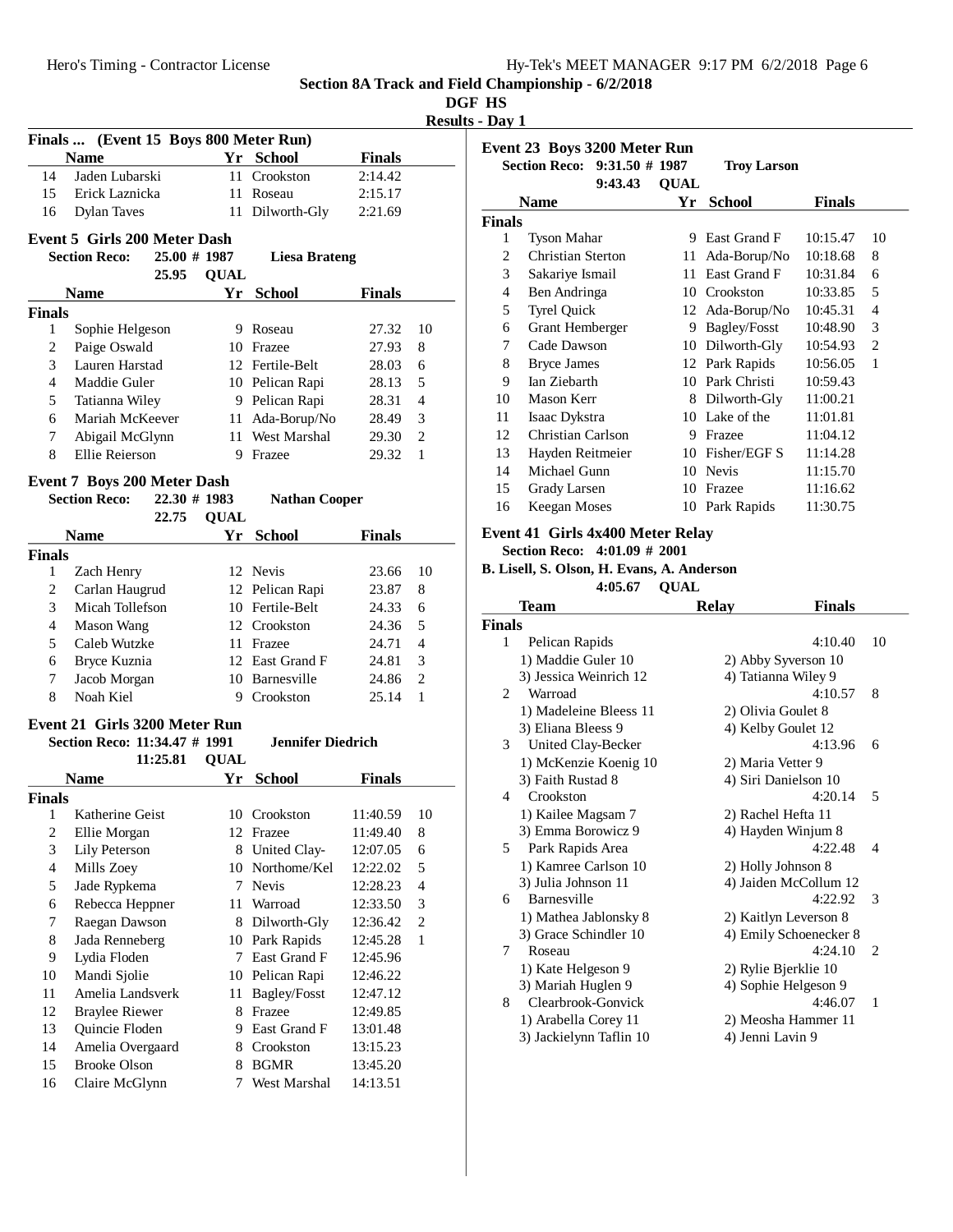## Section 8A Track and Field Championship - 6/2/2018

**DGF HS**

**Results - Day 1**

### Finals ... (Event 15 Boys 800 Meter Run)

| | Name | Yr | School | Finals | |
|---|---|---|---|---|---|
| 14 | Jaden Lubarski | 11 | Crookston | 2:14.42 | |
| 15 | Erick Laznicka | 11 | Roseau | 2:15.17 | |
| 16 | Dylan Taves | 11 | Dilworth-Gly | 2:21.69 | |

### Event 5 Girls 200 Meter Dash

**Section Reco:** 25.00 # 1987 **Liesa Brateng**

25.95 **QUAL**

| | Name | Yr | School | Finals | |
|---|---|---|---|---|---|
| **Finals** | | | | | |
| 1 | Sophie Helgeson | 9 | Roseau | 27.32 | 10 |
| 2 | Paige Oswald | 10 | Frazee | 27.93 | 8 |
| 3 | Lauren Harstad | 12 | Fertile-Belt | 28.03 | 6 |
| 4 | Maddie Guler | 10 | Pelican Rapi | 28.13 | 5 |
| 5 | Tatianna Wiley | 9 | Pelican Rapi | 28.31 | 4 |
| 6 | Mariah McKeever | 11 | Ada-Borup/No | 28.49 | 3 |
| 7 | Abigail McGlynn | 11 | West Marshal | 29.30 | 2 |
| 8 | Ellie Reierson | 9 | Frazee | 29.32 | 1 |

### Event 7 Boys 200 Meter Dash

**Section Reco:** 22.30 # 1983 **Nathan Cooper**

22.75 **QUAL**

| | Name | Yr | School | Finals | |
|---|---|---|---|---|---|
| **Finals** | | | | | |
| 1 | Zach Henry | 12 | Nevis | 23.66 | 10 |
| 2 | Carlan Haugrud | 12 | Pelican Rapi | 23.87 | 8 |
| 3 | Micah Tollefson | 10 | Fertile-Belt | 24.33 | 6 |
| 4 | Mason Wang | 12 | Crookston | 24.36 | 5 |
| 5 | Caleb Wutzke | 11 | Frazee | 24.71 | 4 |
| 6 | Bryce Kuznia | 12 | East Grand F | 24.81 | 3 |
| 7 | Jacob Morgan | 10 | Barnesville | 24.86 | 2 |
| 8 | Noah Kiel | 9 | Crookston | 25.14 | 1 |

### Event 21 Girls 3200 Meter Run

**Section Reco:** 11:34.47 # 1991 **Jennifer Diedrich**

11:25.81 **QUAL**

| | Name | Yr | School | Finals | |
|---|---|---|---|---|---|
| **Finals** | | | | | |
| 1 | Katherine Geist | 10 | Crookston | 11:40.59 | 10 |
| 2 | Ellie Morgan | 12 | Frazee | 11:49.40 | 8 |
| 3 | Lily Peterson | 8 | United Clay- | 12:07.05 | 6 |
| 4 | Mills Zoey | 10 | Northome/Kel | 12:22.02 | 5 |
| 5 | Jade Rypkema | 7 | Nevis | 12:28.23 | 4 |
| 6 | Rebecca Heppner | 11 | Warroad | 12:33.50 | 3 |
| 7 | Raegan Dawson | 8 | Dilworth-Gly | 12:36.42 | 2 |
| 8 | Jada Renneberg | 10 | Park Rapids | 12:45.28 | 1 |
| 9 | Lydia Floden | 7 | East Grand F | 12:45.96 | |
| 10 | Mandi Sjolie | 10 | Pelican Rapi | 12:46.22 | |
| 11 | Amelia Landsverk | 11 | Bagley/Fosst | 12:47.12 | |
| 12 | Braylee Riewer | 8 | Frazee | 12:49.85 | |
| 13 | Quincie Floden | 9 | East Grand F | 13:01.48 | |
| 14 | Amelia Overgaard | 8 | Crookston | 13:15.23 | |
| 15 | Brooke Olson | 8 | BGMR | 13:45.20 | |
| 16 | Claire McGlynn | 7 | West Marshal | 14:13.51 | |

### Event 23 Boys 3200 Meter Run

**Section Reco:** 9:31.50 # 1987 **Troy Larson**

9:43.43 **QUAL**

| | Name | Yr | School | Finals | |
|---|---|---|---|---|---|
| **Finals** | | | | | |
| 1 | Tyson Mahar | 9 | East Grand F | 10:15.47 | 10 |
| 2 | Christian Sterton | 11 | Ada-Borup/No | 10:18.68 | 8 |
| 3 | Sakariye Ismail | 11 | East Grand F | 10:31.84 | 6 |
| 4 | Ben Andringa | 10 | Crookston | 10:33.85 | 5 |
| 5 | Tyrel Quick | 12 | Ada-Borup/No | 10:45.31 | 4 |
| 6 | Grant Hemberger | 9 | Bagley/Fosst | 10:48.90 | 3 |
| 7 | Cade Dawson | 10 | Dilworth-Gly | 10:54.93 | 2 |
| 8 | Bryce James | 12 | Park Rapids | 10:56.05 | 1 |
| 9 | Ian Ziebarth | 10 | Park Christi | 10:59.43 | |
| 10 | Mason Kerr | 8 | Dilworth-Gly | 11:00.21 | |
| 11 | Isaac Dykstra | 10 | Lake of the | 11:01.81 | |
| 12 | Christian Carlson | 9 | Frazee | 11:04.12 | |
| 13 | Hayden Reitmeier | 10 | Fisher/EGF S | 11:14.28 | |
| 14 | Michael Gunn | 10 | Nevis | 11:15.70 | |
| 15 | Grady Larsen | 10 | Frazee | 11:16.62 | |
| 16 | Keegan Moses | 10 | Park Rapids | 11:30.75 | |

### Event 41 Girls 4x400 Meter Relay

**Section Reco:** 4:01.09 # 2001

**B. Lisell, S. Olson, H. Evans, A. Anderson**

4:05.67 **QUAL**

| | Team | Relay | Finals | |
|---|---|---|---|---|
| **Finals** | | | | |
| 1 | Pelican Rapids | | 4:10.40 | 10 |
| | 1) Maddie Guler 10 | 2) Abby Syverson 10 | | |
| | 3) Jessica Weinrich 12 | 4) Tatianna Wiley 9 | | |
| 2 | Warroad | | 4:10.57 | 8 |
| | 1) Madeleine Bleess 11 | 2) Olivia Goulet 8 | | |
| | 3) Eliana Bleess 9 | 4) Kelby Goulet 12 | | |
| 3 | United Clay-Becker | | 4:13.96 | 6 |
| | 1) McKenzie Koenig 10 | 2) Maria Vetter 9 | | |
| | 3) Faith Rustad 8 | 4) Siri Danielson 10 | | |
| 4 | Crookston | | 4:20.14 | 5 |
| | 1) Kailee Magsam 7 | 2) Rachel Hefta 11 | | |
| | 3) Emma Borowicz 9 | 4) Hayden Winjum 8 | | |
| 5 | Park Rapids Area | | 4:22.48 | 4 |
| | 1) Kamree Carlson 10 | 2) Holly Johnson 8 | | |
| | 3) Julia Johnson 11 | 4) Jaiden McCollum 12 | | |
| 6 | Barnesville | | 4:22.92 | 3 |
| | 1) Mathea Jablonsky 8 | 2) Kaitlyn Leverson 8 | | |
| | 3) Grace Schindler 10 | 4) Emily Schoenecker 8 | | |
| 7 | Roseau | | 4:24.10 | 2 |
| | 1) Kate Helgeson 9 | 2) Rylie Bjerklie 10 | | |
| | 3) Mariah Huglen 9 | 4) Sophie Helgeson 9 | | |
| 8 | Clearbrook-Gonvick | | 4:46.07 | 1 |
| | 1) Arabella Corey 11 | 2) Meosha Hammer 11 | | |
| | 3) Jackielynn Taflin 10 | 4) Jenni Lavin 9 | | |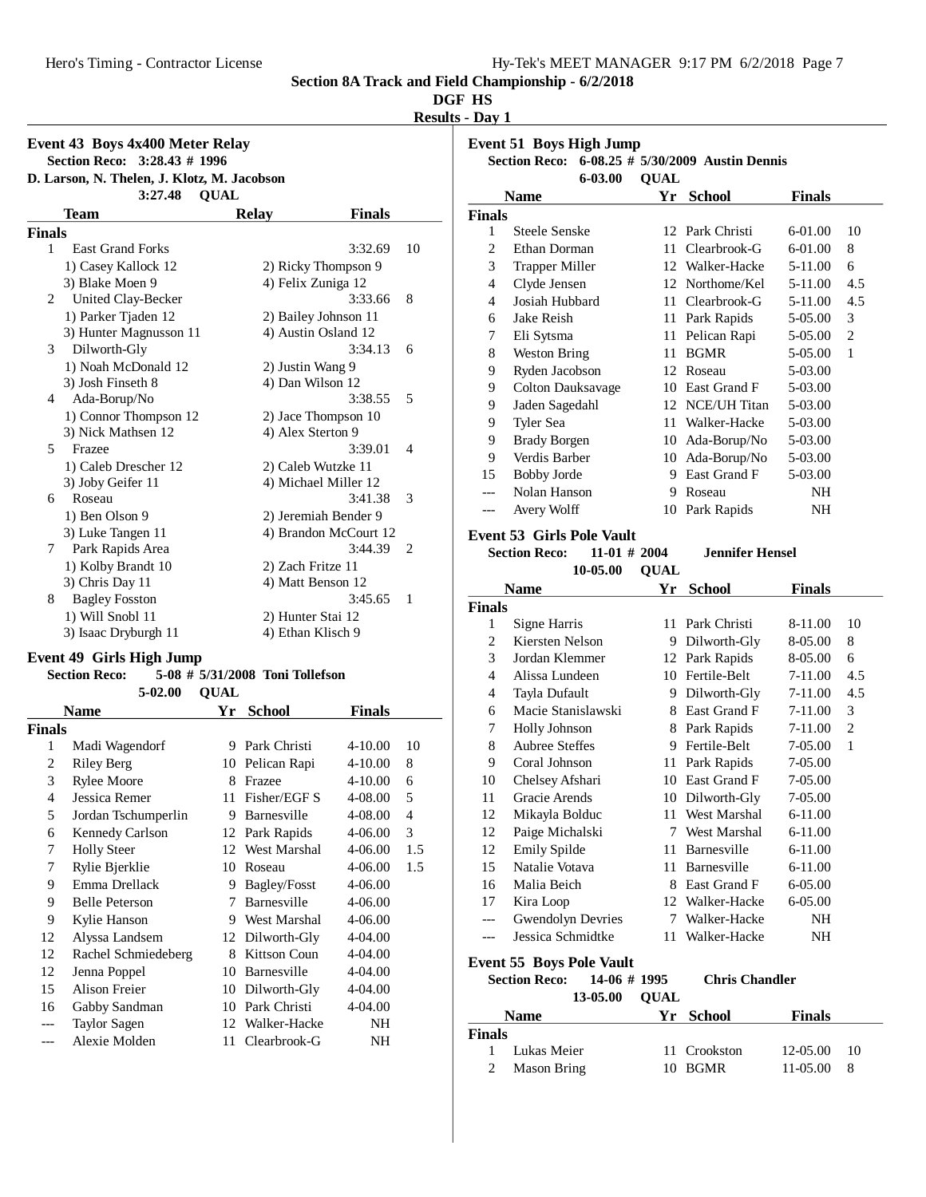## Section 8A Track and Field Championship - 6/2/2018

**DGF HS**

**Results - Day 1**

### Event 43 Boys 4x400 Meter Relay

**Section Reco: 3:28.43 # 1996**
**D. Larson, N. Thelen, J. Klotz, M. Jacobson**
**3:27.48 QUAL**

| | Team | Relay | Finals | |
|---|---|---|---|---|
| **Finals** | | | | |
| 1 | East Grand Forks | | 3:32.69 | 10 |
| | 1) Casey Kallock 12 | 2) Ricky Thompson 9 | | |
| | 3) Blake Moen 9 | 4) Felix Zuniga 12 | | |
| 2 | United Clay-Becker | | 3:33.66 | 8 |
| | 1) Parker Tjaden 12 | 2) Bailey Johnson 11 | | |
| | 3) Hunter Magnusson 11 | 4) Austin Osland 12 | | |
| 3 | Dilworth-Gly | | 3:34.13 | 6 |
| | 1) Noah McDonald 12 | 2) Justin Wang 9 | | |
| | 3) Josh Finseth 8 | 4) Dan Wilson 12 | | |
| 4 | Ada-Borup/No | | 3:38.55 | 5 |
| | 1) Connor Thompson 12 | 2) Jace Thompson 10 | | |
| | 3) Nick Mathsen 12 | 4) Alex Sterton 9 | | |
| 5 | Frazee | | 3:39.01 | 4 |
| | 1) Caleb Drescher 12 | 2) Caleb Wutzke 11 | | |
| | 3) Joby Geifer 11 | 4) Michael Miller 12 | | |
| 6 | Roseau | | 3:41.38 | 3 |
| | 1) Ben Olson 9 | 2) Jeremiah Bender 9 | | |
| | 3) Luke Tangen 11 | 4) Brandon McCourt 12 | | |
| 7 | Park Rapids Area | | 3:44.39 | 2 |
| | 1) Kolby Brandt 10 | 2) Zach Fritze 11 | | |
| | 3) Chris Day 11 | 4) Matt Benson 12 | | |
| 8 | Bagley Fosston | | 3:45.65 | 1 |
| | 1) Will Snobl 11 | 2) Hunter Stai 12 | | |
| | 3) Isaac Dryburgh 11 | 4) Ethan Klisch 9 | | |

### Event 49 Girls High Jump

**Section Reco: 5-08 # 5/31/2008 Toni Tollefson**
**5-02.00 QUAL**

| | Name | Yr | School | Finals | |
|---|---|---|---|---|---|
| **Finals** | | | | | |
| 1 | Madi Wagendorf | 9 | Park Christi | 4-10.00 | 10 |
| 2 | Riley Berg | 10 | Pelican Rapi | 4-10.00 | 8 |
| 3 | Rylee Moore | 8 | Frazee | 4-10.00 | 6 |
| 4 | Jessica Remer | 11 | Fisher/EGF S | 4-08.00 | 5 |
| 5 | Jordan Tschumperlin | 9 | Barnesville | 4-08.00 | 4 |
| 6 | Kennedy Carlson | 12 | Park Rapids | 4-06.00 | 3 |
| 7 | Holly Steer | 12 | West Marshal | 4-06.00 | 1.5 |
| 7 | Rylie Bjerklie | 10 | Roseau | 4-06.00 | 1.5 |
| 9 | Emma Drellack | 9 | Bagley/Fosst | 4-06.00 | |
| 9 | Belle Peterson | 7 | Barnesville | 4-06.00 | |
| 9 | Kylie Hanson | 9 | West Marshal | 4-06.00 | |
| 12 | Alyssa Landsem | 12 | Dilworth-Gly | 4-04.00 | |
| 12 | Rachel Schmiedeberg | 8 | Kittson Coun | 4-04.00 | |
| 12 | Jenna Poppel | 10 | Barnesville | 4-04.00 | |
| 15 | Alison Freier | 10 | Dilworth-Gly | 4-04.00 | |
| 16 | Gabby Sandman | 10 | Park Christi | 4-04.00 | |
| --- | Taylor Sagen | 12 | Walker-Hacke | NH | |
| --- | Alexie Molden | 11 | Clearbrook-G | NH | |

### Event 51 Boys High Jump

**Section Reco: 6-08.25 # 5/30/2009 Austin Dennis**
**6-03.00 QUAL**

| | Name | Yr | School | Finals | |
|---|---|---|---|---|---|
| **Finals** | | | | | |
| 1 | Steele Senske | 12 | Park Christi | 6-01.00 | 10 |
| 2 | Ethan Dorman | 11 | Clearbrook-G | 6-01.00 | 8 |
| 3 | Trapper Miller | 12 | Walker-Hacke | 5-11.00 | 6 |
| 4 | Clyde Jensen | 12 | Northome/Kel | 5-11.00 | 4.5 |
| 4 | Josiah Hubbard | 11 | Clearbrook-G | 5-11.00 | 4.5 |
| 6 | Jake Reish | 11 | Park Rapids | 5-05.00 | 3 |
| 7 | Eli Sytsma | 11 | Pelican Rapi | 5-05.00 | 2 |
| 8 | Weston Bring | 11 | BGMR | 5-05.00 | 1 |
| 9 | Ryden Jacobson | 12 | Roseau | 5-03.00 | |
| 9 | Colton Dauksavage | 10 | East Grand F | 5-03.00 | |
| 9 | Jaden Sagedahl | 12 | NCE/UH Titan | 5-03.00 | |
| 9 | Tyler Sea | 11 | Walker-Hacke | 5-03.00 | |
| 9 | Brady Borgen | 10 | Ada-Borup/No | 5-03.00 | |
| 9 | Verdis Barber | 10 | Ada-Borup/No | 5-03.00 | |
| 15 | Bobby Jorde | 9 | East Grand F | 5-03.00 | |
| --- | Nolan Hanson | 9 | Roseau | NH | |
| --- | Avery Wolff | 10 | Park Rapids | NH | |

### Event 53 Girls Pole Vault

**Section Reco: 11-01 # 2004 Jennifer Hensel**
**10-05.00 QUAL**

| | Name | Yr | School | Finals | |
|---|---|---|---|---|---|
| **Finals** | | | | | |
| 1 | Signe Harris | 11 | Park Christi | 8-11.00 | 10 |
| 2 | Kiersten Nelson | 9 | Dilworth-Gly | 8-05.00 | 8 |
| 3 | Jordan Klemmer | 12 | Park Rapids | 8-05.00 | 6 |
| 4 | Alissa Lundeen | 10 | Fertile-Belt | 7-11.00 | 4.5 |
| 4 | Tayla Dufault | 9 | Dilworth-Gly | 7-11.00 | 4.5 |
| 6 | Macie Stanislawski | 8 | East Grand F | 7-11.00 | 3 |
| 7 | Holly Johnson | 8 | Park Rapids | 7-11.00 | 2 |
| 8 | Aubree Steffes | 9 | Fertile-Belt | 7-05.00 | 1 |
| 9 | Coral Johnson | 11 | Park Rapids | 7-05.00 | |
| 10 | Chelsey Afshari | 10 | East Grand F | 7-05.00 | |
| 11 | Gracie Arends | 10 | Dilworth-Gly | 7-05.00 | |
| 12 | Mikayla Bolduc | 11 | West Marshal | 6-11.00 | |
| 12 | Paige Michalski | 7 | West Marshal | 6-11.00 | |
| 12 | Emily Spilde | 11 | Barnesville | 6-11.00 | |
| 15 | Natalie Votava | 11 | Barnesville | 6-11.00 | |
| 16 | Malia Beich | 8 | East Grand F | 6-05.00 | |
| 17 | Kira Loop | 12 | Walker-Hacke | 6-05.00 | |
| --- | Gwendolyn Devries | 7 | Walker-Hacke | NH | |
| --- | Jessica Schmidtke | 11 | Walker-Hacke | NH | |

### Event 55 Boys Pole Vault

**Section Reco: 14-06 # 1995 Chris Chandler**
**13-05.00 QUAL**

| | Name | Yr | School | Finals | |
|---|---|---|---|---|---|
| **Finals** | | | | | |
| 1 | Lukas Meier | 11 | Crookston | 12-05.00 | 10 |
| 2 | Mason Bring | 10 | BGMR | 11-05.00 | 8 |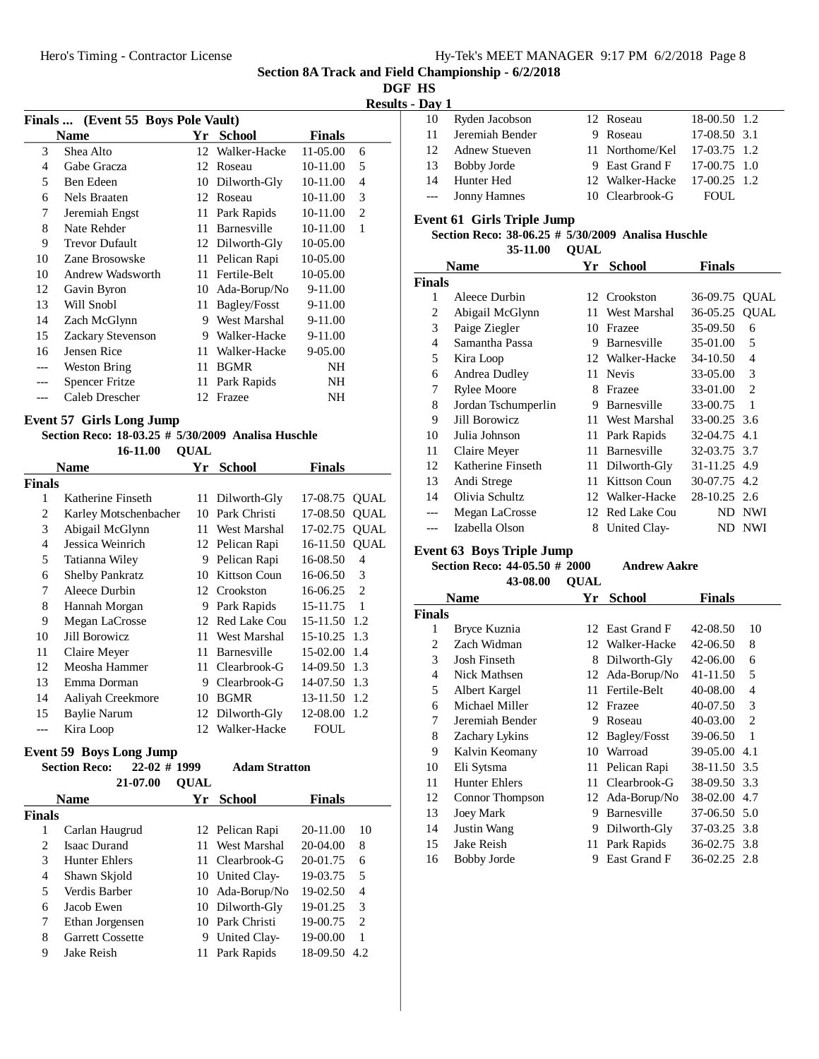## Section 8A Track and Field Championship - 6/2/2018

**DGF HS**

**Results - Day 1**

### Finals ... (Event 55 Boys Pole Vault)

| | Name | Yr | School | Finals | |
|---|---|---|---|---|---|
| 3 | Shea Alto | 12 | Walker-Hacke | 11-05.00 | 6 |
| 4 | Gabe Gracza | 12 | Roseau | 10-11.00 | 5 |
| 5 | Ben Edeen | 10 | Dilworth-Gly | 10-11.00 | 4 |
| 6 | Nels Braaten | 12 | Roseau | 10-11.00 | 3 |
| 7 | Jeremiah Engst | 11 | Park Rapids | 10-11.00 | 2 |
| 8 | Nate Rehder | 11 | Barnesville | 10-11.00 | 1 |
| 9 | Trevor Dufault | 12 | Dilworth-Gly | 10-05.00 | |
| 10 | Zane Brosowske | 11 | Pelican Rapi | 10-05.00 | |
| 10 | Andrew Wadsworth | 11 | Fertile-Belt | 10-05.00 | |
| 12 | Gavin Byron | 10 | Ada-Borup/No | 9-11.00 | |
| 13 | Will Snobl | 11 | Bagley/Fosst | 9-11.00 | |
| 14 | Zach McGlynn | 9 | West Marshal | 9-11.00 | |
| 15 | Zackary Stevenson | 9 | Walker-Hacke | 9-11.00 | |
| 16 | Jensen Rice | 11 | Walker-Hacke | 9-05.00 | |
| --- | Weston Bring | 11 | BGMR | NH | |
| --- | Spencer Fritze | 11 | Park Rapids | NH | |
| --- | Caleb Drescher | 12 | Frazee | NH | |

### Event 57 Girls Long Jump

**Section Reco: 18-03.25 # 5/30/2009 Analisa Huschle**

**16-11.00 QUAL**

| | Name | Yr | School | Finals | |
|---|---|---|---|---|---|
| **Finals** | | | | | |
| 1 | Katherine Finseth | 11 | Dilworth-Gly | 17-08.75 | QUAL |
| 2 | Karley Motschenbacher | 10 | Park Christi | 17-08.50 | QUAL |
| 3 | Abigail McGlynn | 11 | West Marshal | 17-02.75 | QUAL |
| 4 | Jessica Weinrich | 12 | Pelican Rapi | 16-11.50 | QUAL |
| 5 | Tatianna Wiley | 9 | Pelican Rapi | 16-08.50 | 4 |
| 6 | Shelby Pankratz | 10 | Kittson Coun | 16-06.50 | 3 |
| 7 | Aleece Durbin | 12 | Crookston | 16-06.25 | 2 |
| 8 | Hannah Morgan | 9 | Park Rapids | 15-11.75 | 1 |
| 9 | Megan LaCrosse | 12 | Red Lake Cou | 15-11.50 | 1.2 |
| 10 | Jill Borowicz | 11 | West Marshal | 15-10.25 | 1.3 |
| 11 | Claire Meyer | 11 | Barnesville | 15-02.00 | 1.4 |
| 12 | Meosha Hammer | 11 | Clearbrook-G | 14-09.50 | 1.3 |
| 13 | Emma Dorman | 9 | Clearbrook-G | 14-07.50 | 1.3 |
| 14 | Aaliyah Creekmore | 10 | BGMR | 13-11.50 | 1.2 |
| 15 | Baylie Narum | 12 | Dilworth-Gly | 12-08.00 | 1.2 |
| --- | Kira Loop | 12 | Walker-Hacke | FOUL | |

### Event 59 Boys Long Jump

**Section Reco: 22-02 # 1999 Adam Stratton**

**21-07.00 QUAL**

| | Name | Yr | School | Finals | |
|---|---|---|---|---|---|
| **Finals** | | | | | |
| 1 | Carlan Haugrud | 12 | Pelican Rapi | 20-11.00 | 10 |
| 2 | Isaac Durand | 11 | West Marshal | 20-04.00 | 8 |
| 3 | Hunter Ehlers | 11 | Clearbrook-G | 20-01.75 | 6 |
| 4 | Shawn Skjold | 10 | United Clay- | 19-03.75 | 5 |
| 5 | Verdis Barber | 10 | Ada-Borup/No | 19-02.50 | 4 |
| 6 | Jacob Ewen | 10 | Dilworth-Gly | 19-01.25 | 3 |
| 7 | Ethan Jorgensen | 10 | Park Christi | 19-00.75 | 2 |
| 8 | Garrett Cossette | 9 | United Clay- | 19-00.00 | 1 |
| 9 | Jake Reish | 11 | Park Rapids | 18-09.50 | 4.2 |
| 10 | Ryden Jacobson | 12 | Roseau | 18-00.50 | 1.2 |
| 11 | Jeremiah Bender | 9 | Roseau | 17-08.50 | 3.1 |
| 12 | Adnew Stueven | 11 | Northome/Kel | 17-03.75 | 1.2 |
| 13 | Bobby Jorde | 9 | East Grand F | 17-00.75 | 1.0 |
| 14 | Hunter Hed | 12 | Walker-Hacke | 17-00.25 | 1.2 |
| --- | Jonny Hamnes | 10 | Clearbrook-G | FOUL | |

### Event 61 Girls Triple Jump

**Section Reco: 38-06.25 # 5/30/2009 Analisa Huschle**

**35-11.00 QUAL**

| | Name | Yr | School | Finals | |
|---|---|---|---|---|---|
| **Finals** | | | | | |
| 1 | Aleece Durbin | 12 | Crookston | 36-09.75 | QUAL |
| 2 | Abigail McGlynn | 11 | West Marshal | 36-05.25 | QUAL |
| 3 | Paige Ziegler | 10 | Frazee | 35-09.50 | 6 |
| 4 | Samantha Passa | 9 | Barnesville | 35-01.00 | 5 |
| 5 | Kira Loop | 12 | Walker-Hacke | 34-10.50 | 4 |
| 6 | Andrea Dudley | 11 | Nevis | 33-05.00 | 3 |
| 7 | Rylee Moore | 8 | Frazee | 33-01.00 | 2 |
| 8 | Jordan Tschumperlin | 9 | Barnesville | 33-00.75 | 1 |
| 9 | Jill Borowicz | 11 | West Marshal | 33-00.25 | 3.6 |
| 10 | Julia Johnson | 11 | Park Rapids | 32-04.75 | 4.1 |
| 11 | Claire Meyer | 11 | Barnesville | 32-03.75 | 3.7 |
| 12 | Katherine Finseth | 11 | Dilworth-Gly | 31-11.25 | 4.9 |
| 13 | Andi Strege | 11 | Kittson Coun | 30-07.75 | 4.2 |
| 14 | Olivia Schultz | 12 | Walker-Hacke | 28-10.25 | 2.6 |
| --- | Megan LaCrosse | 12 | Red Lake Cou | ND | NWI |
| --- | Izabella Olson | 8 | United Clay- | ND | NWI |

### Event 63 Boys Triple Jump

**Section Reco: 44-05.50 # 2000 Andrew Aakre**

**43-08.00 QUAL**

| | Name | Yr | School | Finals | |
|---|---|---|---|---|---|
| **Finals** | | | | | |
| 1 | Bryce Kuznia | 12 | East Grand F | 42-08.50 | 10 |
| 2 | Zach Widman | 12 | Walker-Hacke | 42-06.50 | 8 |
| 3 | Josh Finseth | 8 | Dilworth-Gly | 42-06.00 | 6 |
| 4 | Nick Mathsen | 12 | Ada-Borup/No | 41-11.50 | 5 |
| 5 | Albert Kargel | 11 | Fertile-Belt | 40-08.00 | 4 |
| 6 | Michael Miller | 12 | Frazee | 40-07.50 | 3 |
| 7 | Jeremiah Bender | 9 | Roseau | 40-03.00 | 2 |
| 8 | Zachary Lykins | 12 | Bagley/Fosst | 39-06.50 | 1 |
| 9 | Kalvin Keomany | 10 | Warroad | 39-05.00 | 4.1 |
| 10 | Eli Sytsma | 11 | Pelican Rapi | 38-11.50 | 3.5 |
| 11 | Hunter Ehlers | 11 | Clearbrook-G | 38-09.50 | 3.3 |
| 12 | Connor Thompson | 12 | Ada-Borup/No | 38-02.00 | 4.7 |
| 13 | Joey Mark | 9 | Barnesville | 37-06.50 | 5.0 |
| 14 | Justin Wang | 9 | Dilworth-Gly | 37-03.25 | 3.8 |
| 15 | Jake Reish | 11 | Park Rapids | 36-02.75 | 3.8 |
| 16 | Bobby Jorde | 9 | East Grand F | 36-02.25 | 2.8 |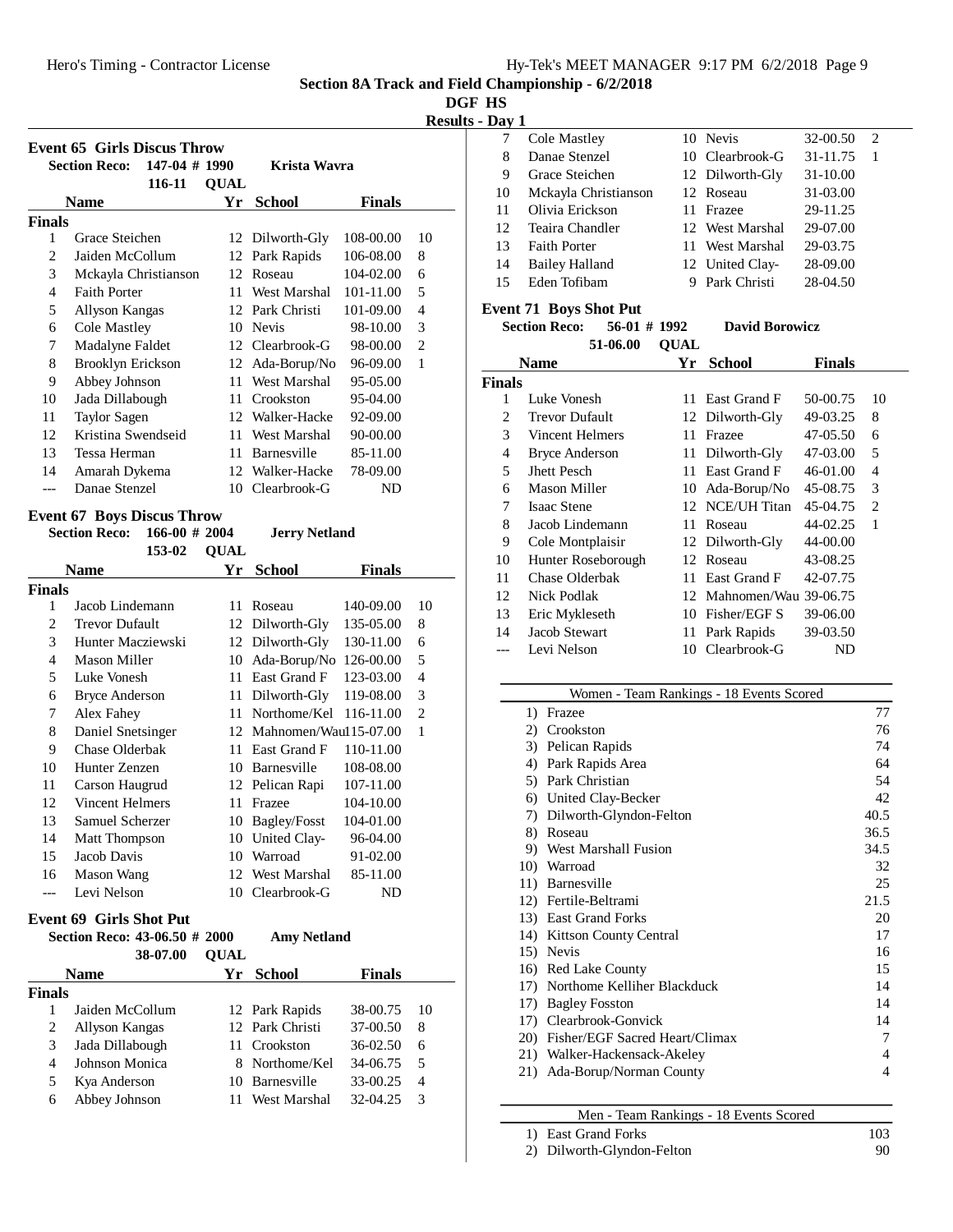## Section 8A Track and Field Championship - 6/2/2018

**DGF HS**

**Results - Day 1**

### Event 65 Girls Discus Throw

**Section Reco:** 147-04 # 1990 **Krista Wavra**

116-11 **QUAL**

| | Name | Yr | School | Finals | |
|---|---|---|---|---|---|
| **Finals** | | | | | |
| 1 | Grace Steichen | 12 | Dilworth-Gly | 108-00.00 | 10 |
| 2 | Jaiden McCollum | 12 | Park Rapids | 106-08.00 | 8 |
| 3 | Mckayla Christianson | 12 | Roseau | 104-02.00 | 6 |
| 4 | Faith Porter | 11 | West Marshal | 101-11.00 | 5 |
| 5 | Allyson Kangas | 12 | Park Christi | 101-09.00 | 4 |
| 6 | Cole Mastley | 10 | Nevis | 98-10.00 | 3 |
| 7 | Madalyne Faldet | 12 | Clearbrook-G | 98-00.00 | 2 |
| 8 | Brooklyn Erickson | 12 | Ada-Borup/No | 96-09.00 | 1 |
| 9 | Abbey Johnson | 11 | West Marshal | 95-05.00 | |
| 10 | Jada Dillabough | 11 | Crookston | 95-04.00 | |
| 11 | Taylor Sagen | 12 | Walker-Hacke | 92-09.00 | |
| 12 | Kristina Swendseid | 11 | West Marshal | 90-00.00 | |
| 13 | Tessa Herman | 11 | Barnesville | 85-11.00 | |
| 14 | Amarah Dykema | 12 | Walker-Hacke | 78-09.00 | |
| --- | Danae Stenzel | 10 | Clearbrook-G | ND | |

### Event 67 Boys Discus Throw

**Section Reco:** 166-00 # 2004 **Jerry Netland**

153-02 **QUAL**

| | Name | Yr | School | Finals | |
|---|---|---|---|---|---|
| **Finals** | | | | | |
| 1 | Jacob Lindemann | 11 | Roseau | 140-09.00 | 10 |
| 2 | Trevor Dufault | 12 | Dilworth-Gly | 135-05.00 | 8 |
| 3 | Hunter Macziewski | 12 | Dilworth-Gly | 130-11.00 | 6 |
| 4 | Mason Miller | 10 | Ada-Borup/No | 126-00.00 | 5 |
| 5 | Luke Vonesh | 11 | East Grand F | 123-03.00 | 4 |
| 6 | Bryce Anderson | 11 | Dilworth-Gly | 119-08.00 | 3 |
| 7 | Alex Fahey | 11 | Northome/Kel | 116-11.00 | 2 |
| 8 | Daniel Snetsinger | 12 | Mahnomen/Wau | 115-07.00 | 1 |
| 9 | Chase Olderbak | 11 | East Grand F | 110-11.00 | |
| 10 | Hunter Zenzen | 10 | Barnesville | 108-08.00 | |
| 11 | Carson Haugrud | 12 | Pelican Rapi | 107-11.00 | |
| 12 | Vincent Helmers | 11 | Frazee | 104-10.00 | |
| 13 | Samuel Scherzer | 10 | Bagley/Fosst | 104-01.00 | |
| 14 | Matt Thompson | 10 | United Clay- | 96-04.00 | |
| 15 | Jacob Davis | 10 | Warroad | 91-02.00 | |
| 16 | Mason Wang | 12 | West Marshal | 85-11.00 | |
| --- | Levi Nelson | 10 | Clearbrook-G | ND | |

### Event 69 Girls Shot Put

**Section Reco:** 43-06.50 # 2000 **Amy Netland**

38-07.00 **QUAL**

| | Name | Yr | School | Finals | |
|---|---|---|---|---|---|
| **Finals** | | | | | |
| 1 | Jaiden McCollum | 12 | Park Rapids | 38-00.75 | 10 |
| 2 | Allyson Kangas | 12 | Park Christi | 37-00.50 | 8 |
| 3 | Jada Dillabough | 11 | Crookston | 36-02.50 | 6 |
| 4 | Johnson Monica | 8 | Northome/Kel | 34-06.75 | 5 |
| 5 | Kya Anderson | 10 | Barnesville | 33-00.25 | 4 |
| 6 | Abbey Johnson | 11 | West Marshal | 32-04.25 | 3 |
| 7 | Cole Mastley | 10 | Nevis | 32-00.50 | 2 |
| 8 | Danae Stenzel | 10 | Clearbrook-G | 31-11.75 | 1 |
| 9 | Grace Steichen | 12 | Dilworth-Gly | 31-10.00 | |
| 10 | Mckayla Christianson | 12 | Roseau | 31-03.00 | |
| 11 | Olivia Erickson | 11 | Frazee | 29-11.25 | |
| 12 | Teaira Chandler | 12 | West Marshal | 29-07.00 | |
| 13 | Faith Porter | 11 | West Marshal | 29-03.75 | |
| 14 | Bailey Halland | 12 | United Clay- | 28-09.00 | |
| 15 | Eden Tofibam | 9 | Park Christi | 28-04.50 | |

### Event 71 Boys Shot Put

**Section Reco:** 56-01 # 1992 **David Borowicz**

51-06.00 **QUAL**

| | Name | Yr | School | Finals | |
|---|---|---|---|---|---|
| **Finals** | | | | | |
| 1 | Luke Vonesh | 11 | East Grand F | 50-00.75 | 10 |
| 2 | Trevor Dufault | 12 | Dilworth-Gly | 49-03.25 | 8 |
| 3 | Vincent Helmers | 11 | Frazee | 47-05.50 | 6 |
| 4 | Bryce Anderson | 11 | Dilworth-Gly | 47-03.00 | 5 |
| 5 | Jhett Pesch | 11 | East Grand F | 46-01.00 | 4 |
| 6 | Mason Miller | 10 | Ada-Borup/No | 45-08.75 | 3 |
| 7 | Isaac Stene | 12 | NCE/UH Titan | 45-04.75 | 2 |
| 8 | Jacob Lindemann | 11 | Roseau | 44-02.25 | 1 |
| 9 | Cole Montplaisir | 12 | Dilworth-Gly | 44-00.00 | |
| 10 | Hunter Roseborough | 12 | Roseau | 43-08.25 | |
| 11 | Chase Olderbak | 11 | East Grand F | 42-07.75 | |
| 12 | Nick Podlak | 12 | Mahnomen/Wau | 39-06.75 | |
| 13 | Eric Mykleseth | 10 | Fisher/EGF S | 39-06.00 | |
| 14 | Jacob Stewart | 11 | Park Rapids | 39-03.50 | |
| --- | Levi Nelson | 10 | Clearbrook-G | ND | |

### Women - Team Rankings - 18 Events Scored

| | Team | Points |
|---|---|---|
| 1) | Frazee | 77 |
| 2) | Crookston | 76 |
| 3) | Pelican Rapids | 74 |
| 4) | Park Rapids Area | 64 |
| 5) | Park Christian | 54 |
| 6) | United Clay-Becker | 42 |
| 7) | Dilworth-Glyndon-Felton | 40.5 |
| 8) | Roseau | 36.5 |
| 9) | West Marshall Fusion | 34.5 |
| 10) | Warroad | 32 |
| 11) | Barnesville | 25 |
| 12) | Fertile-Beltrami | 21.5 |
| 13) | East Grand Forks | 20 |
| 14) | Kittson County Central | 17 |
| 15) | Nevis | 16 |
| 16) | Red Lake County | 15 |
| 17) | Northome Kelliher Blackduck | 14 |
| 17) | Bagley Fosston | 14 |
| 17) | Clearbrook-Gonvick | 14 |
| 20) | Fisher/EGF Sacred Heart/Climax | 7 |
| 21) | Walker-Hackensack-Akeley | 4 |
| 21) | Ada-Borup/Norman County | 4 |

### Men - Team Rankings - 18 Events Scored

| | Team | Points |
|---|---|---|
| 1) | East Grand Forks | 103 |
| 2) | Dilworth-Glyndon-Felton | 90 |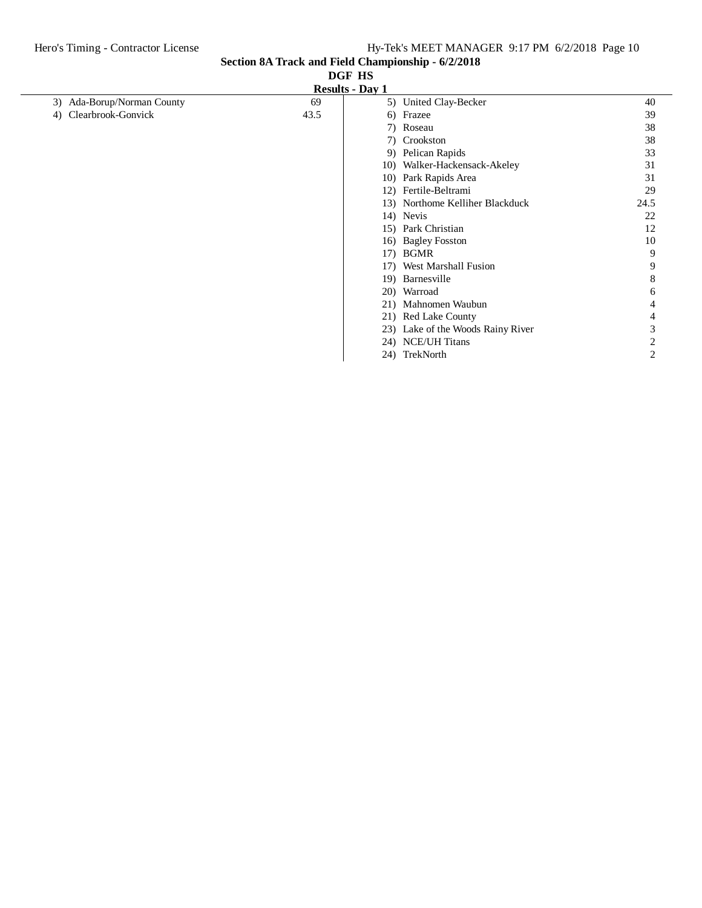## Section 8A Track and Field Championship - 6/2/2018

### DGF HS

### Results - Day 1

| | | |
|---|---|---|
| 3) | Ada-Borup/Norman County | 69 |
| 4) | Clearbrook-Gonvick | 43.5 |
| 5) | United Clay-Becker | 40 |
| 6) | Frazee | 39 |
| 7) | Roseau | 38 |
| 7) | Crookston | 38 |
| 9) | Pelican Rapids | 33 |
| 10) | Walker-Hackensack-Akeley | 31 |
| 10) | Park Rapids Area | 31 |
| 12) | Fertile-Beltrami | 29 |
| 13) | Northome Kelliher Blackduck | 24.5 |
| 14) | Nevis | 22 |
| 15) | Park Christian | 12 |
| 16) | Bagley Fosston | 10 |
| 17) | BGMR | 9 |
| 17) | West Marshall Fusion | 9 |
| 19) | Barnesville | 8 |
| 20) | Warroad | 6 |
| 21) | Mahnomen Waubun | 4 |
| 21) | Red Lake County | 4 |
| 23) | Lake of the Woods Rainy River | 3 |
| 24) | NCE/UH Titans | 2 |
| 24) | TrekNorth | 2 |